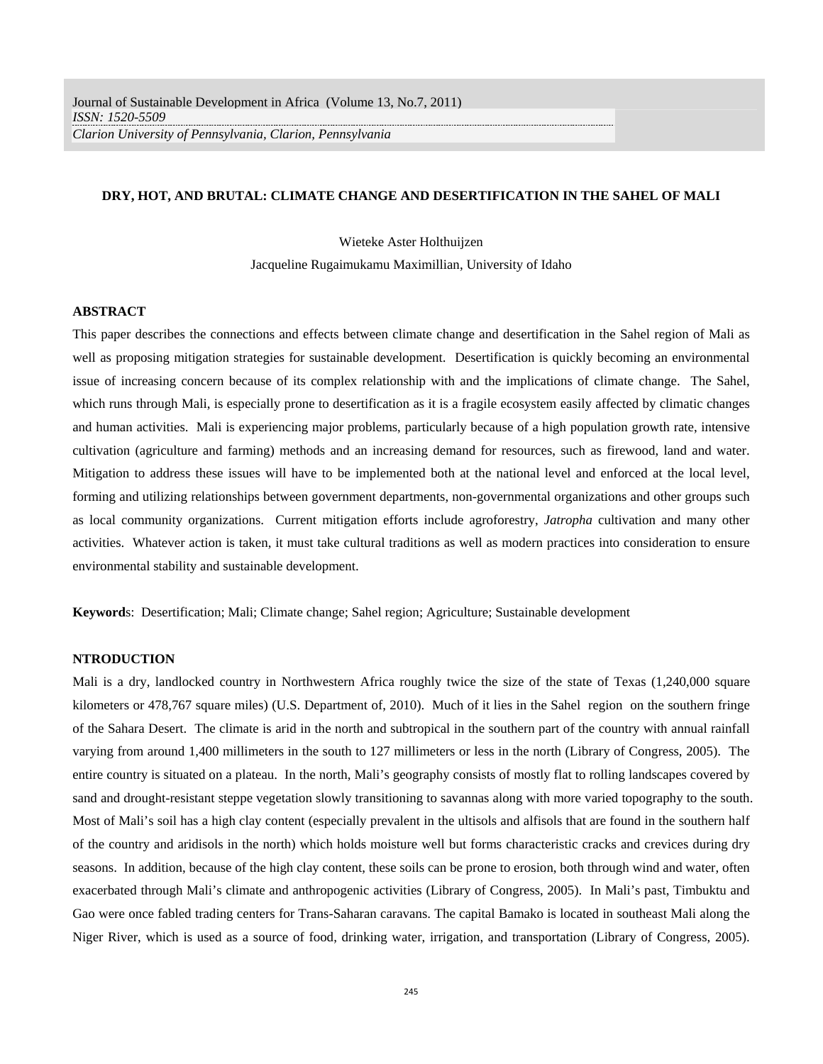Journal of Sustainable Development in Africa (Volume 13, No.7, 2011)
*ISSN: 1520-5509*
*Clarion University of Pennsylvania, Clarion, Pennsylvania*

# DRY, HOT, AND BRUTAL: CLIMATE CHANGE AND DESERTIFICATION IN THE SAHEL OF MALI

Wieteke Aster Holthuijzen

Jacqueline Rugaimukamu Maximillian, University of Idaho

## ABSTRACT

This paper describes the connections and effects between climate change and desertification in the Sahel region of Mali as well as proposing mitigation strategies for sustainable development. Desertification is quickly becoming an environmental issue of increasing concern because of its complex relationship with and the implications of climate change. The Sahel, which runs through Mali, is especially prone to desertification as it is a fragile ecosystem easily affected by climatic changes and human activities. Mali is experiencing major problems, particularly because of a high population growth rate, intensive cultivation (agriculture and farming) methods and an increasing demand for resources, such as firewood, land and water. Mitigation to address these issues will have to be implemented both at the national level and enforced at the local level, forming and utilizing relationships between government departments, non-governmental organizations and other groups such as local community organizations. Current mitigation efforts include agroforestry, *Jatropha* cultivation and many other activities. Whatever action is taken, it must take cultural traditions as well as modern practices into consideration to ensure environmental stability and sustainable development.

**Keyword**s: Desertification; Mali; Climate change; Sahel region; Agriculture; Sustainable development

## NTRODUCTION

Mali is a dry, landlocked country in Northwestern Africa roughly twice the size of the state of Texas (1,240,000 square kilometers or 478,767 square miles) (U.S. Department of, 2010). Much of it lies in the Sahel region on the southern fringe of the Sahara Desert. The climate is arid in the north and subtropical in the southern part of the country with annual rainfall varying from around 1,400 millimeters in the south to 127 millimeters or less in the north (Library of Congress, 2005). The entire country is situated on a plateau. In the north, Mali's geography consists of mostly flat to rolling landscapes covered by sand and drought-resistant steppe vegetation slowly transitioning to savannas along with more varied topography to the south. Most of Mali's soil has a high clay content (especially prevalent in the ultisols and alfisols that are found in the southern half of the country and aridisols in the north) which holds moisture well but forms characteristic cracks and crevices during dry seasons. In addition, because of the high clay content, these soils can be prone to erosion, both through wind and water, often exacerbated through Mali's climate and anthropogenic activities (Library of Congress, 2005). In Mali's past, Timbuktu and Gao were once fabled trading centers for Trans-Saharan caravans. The capital Bamako is located in southeast Mali along the Niger River, which is used as a source of food, drinking water, irrigation, and transportation (Library of Congress, 2005).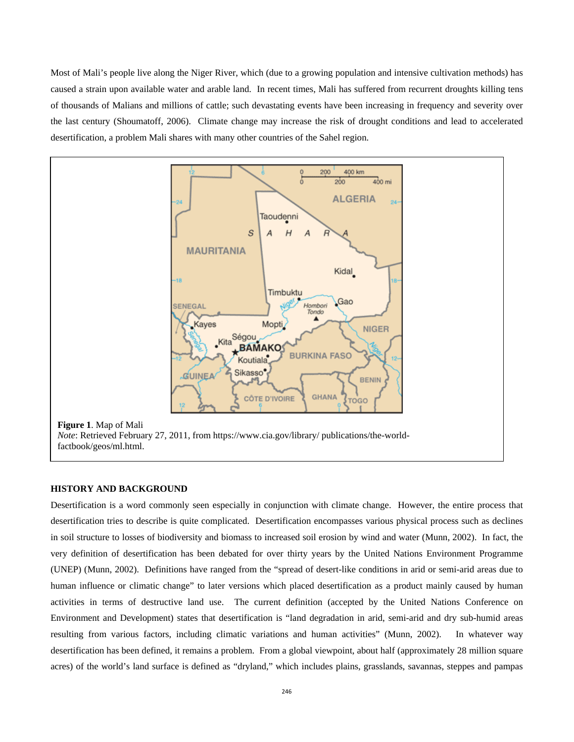Most of Mali's people live along the Niger River, which (due to a growing population and intensive cultivation methods) has caused a strain upon available water and arable land. In recent times, Mali has suffered from recurrent droughts killing tens of thousands of Malians and millions of cattle; such devastating events have been increasing in frequency and severity over the last century (Shoumatoff, 2006). Climate change may increase the risk of drought conditions and lead to accelerated desertification, a problem Mali shares with many other countries of the Sahel region.

**Figure 1**. Map of Mali
*Note*: Retrieved February 27, 2011, from https://www.cia.gov/library/ publications/the-world-factbook/geos/ml.html.

## HISTORY AND BACKGROUND

Desertification is a word commonly seen especially in conjunction with climate change. However, the entire process that desertification tries to describe is quite complicated. Desertification encompasses various physical process such as declines in soil structure to losses of biodiversity and biomass to increased soil erosion by wind and water (Munn, 2002). In fact, the very definition of desertification has been debated for over thirty years by the United Nations Environment Programme (UNEP) (Munn, 2002). Definitions have ranged from the "spread of desert-like conditions in arid or semi-arid areas due to human influence or climatic change" to later versions which placed desertification as a product mainly caused by human activities in terms of destructive land use. The current definition (accepted by the United Nations Conference on Environment and Development) states that desertification is "land degradation in arid, semi-arid and dry sub-humid areas resulting from various factors, including climatic variations and human activities" (Munn, 2002). In whatever way desertification has been defined, it remains a problem. From a global viewpoint, about half (approximately 28 million square acres) of the world's land surface is defined as "dryland," which includes plains, grasslands, savannas, steppes and pampas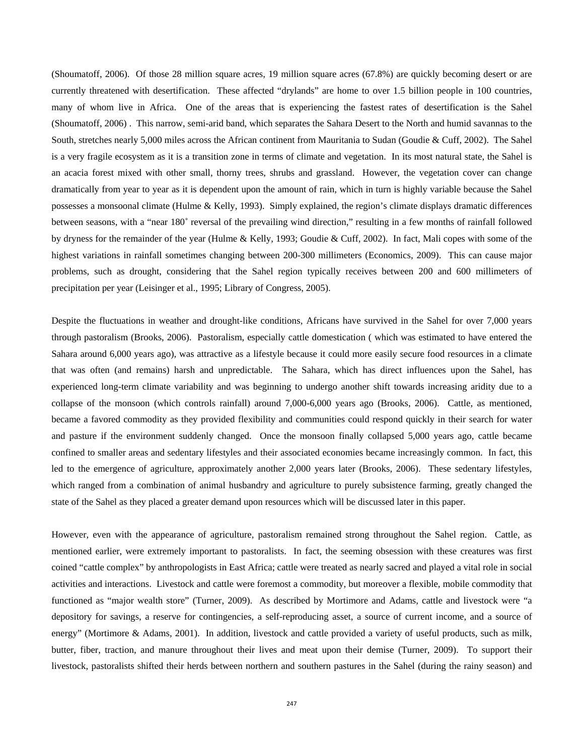(Shoumatoff, 2006). Of those 28 million square acres, 19 million square acres (67.8%) are quickly becoming desert or are currently threatened with desertification. These affected "drylands" are home to over 1.5 billion people in 100 countries, many of whom live in Africa. One of the areas that is experiencing the fastest rates of desertification is the Sahel (Shoumatoff, 2006) . This narrow, semi-arid band, which separates the Sahara Desert to the North and humid savannas to the South, stretches nearly 5,000 miles across the African continent from Mauritania to Sudan (Goudie & Cuff, 2002). The Sahel is a very fragile ecosystem as it is a transition zone in terms of climate and vegetation. In its most natural state, the Sahel is an acacia forest mixed with other small, thorny trees, shrubs and grassland. However, the vegetation cover can change dramatically from year to year as it is dependent upon the amount of rain, which in turn is highly variable because the Sahel possesses a monsoonal climate (Hulme & Kelly, 1993). Simply explained, the region's climate displays dramatic differences between seasons, with a "near 180˚ reversal of the prevailing wind direction," resulting in a few months of rainfall followed by dryness for the remainder of the year (Hulme & Kelly, 1993; Goudie & Cuff, 2002). In fact, Mali copes with some of the highest variations in rainfall sometimes changing between 200-300 millimeters (Economics, 2009). This can cause major problems, such as drought, considering that the Sahel region typically receives between 200 and 600 millimeters of precipitation per year (Leisinger et al., 1995; Library of Congress, 2005).

Despite the fluctuations in weather and drought-like conditions, Africans have survived in the Sahel for over 7,000 years through pastoralism (Brooks, 2006). Pastoralism, especially cattle domestication ( which was estimated to have entered the Sahara around 6,000 years ago), was attractive as a lifestyle because it could more easily secure food resources in a climate that was often (and remains) harsh and unpredictable. The Sahara, which has direct influences upon the Sahel, has experienced long-term climate variability and was beginning to undergo another shift towards increasing aridity due to a collapse of the monsoon (which controls rainfall) around 7,000-6,000 years ago (Brooks, 2006). Cattle, as mentioned, became a favored commodity as they provided flexibility and communities could respond quickly in their search for water and pasture if the environment suddenly changed. Once the monsoon finally collapsed 5,000 years ago, cattle became confined to smaller areas and sedentary lifestyles and their associated economies became increasingly common. In fact, this led to the emergence of agriculture, approximately another 2,000 years later (Brooks, 2006). These sedentary lifestyles, which ranged from a combination of animal husbandry and agriculture to purely subsistence farming, greatly changed the state of the Sahel as they placed a greater demand upon resources which will be discussed later in this paper.

However, even with the appearance of agriculture, pastoralism remained strong throughout the Sahel region. Cattle, as mentioned earlier, were extremely important to pastoralists. In fact, the seeming obsession with these creatures was first coined "cattle complex" by anthropologists in East Africa; cattle were treated as nearly sacred and played a vital role in social activities and interactions. Livestock and cattle were foremost a commodity, but moreover a flexible, mobile commodity that functioned as "major wealth store" (Turner, 2009). As described by Mortimore and Adams, cattle and livestock were "a depository for savings, a reserve for contingencies, a self-reproducing asset, a source of current income, and a source of energy" (Mortimore & Adams, 2001). In addition, livestock and cattle provided a variety of useful products, such as milk, butter, fiber, traction, and manure throughout their lives and meat upon their demise (Turner, 2009). To support their livestock, pastoralists shifted their herds between northern and southern pastures in the Sahel (during the rainy season) and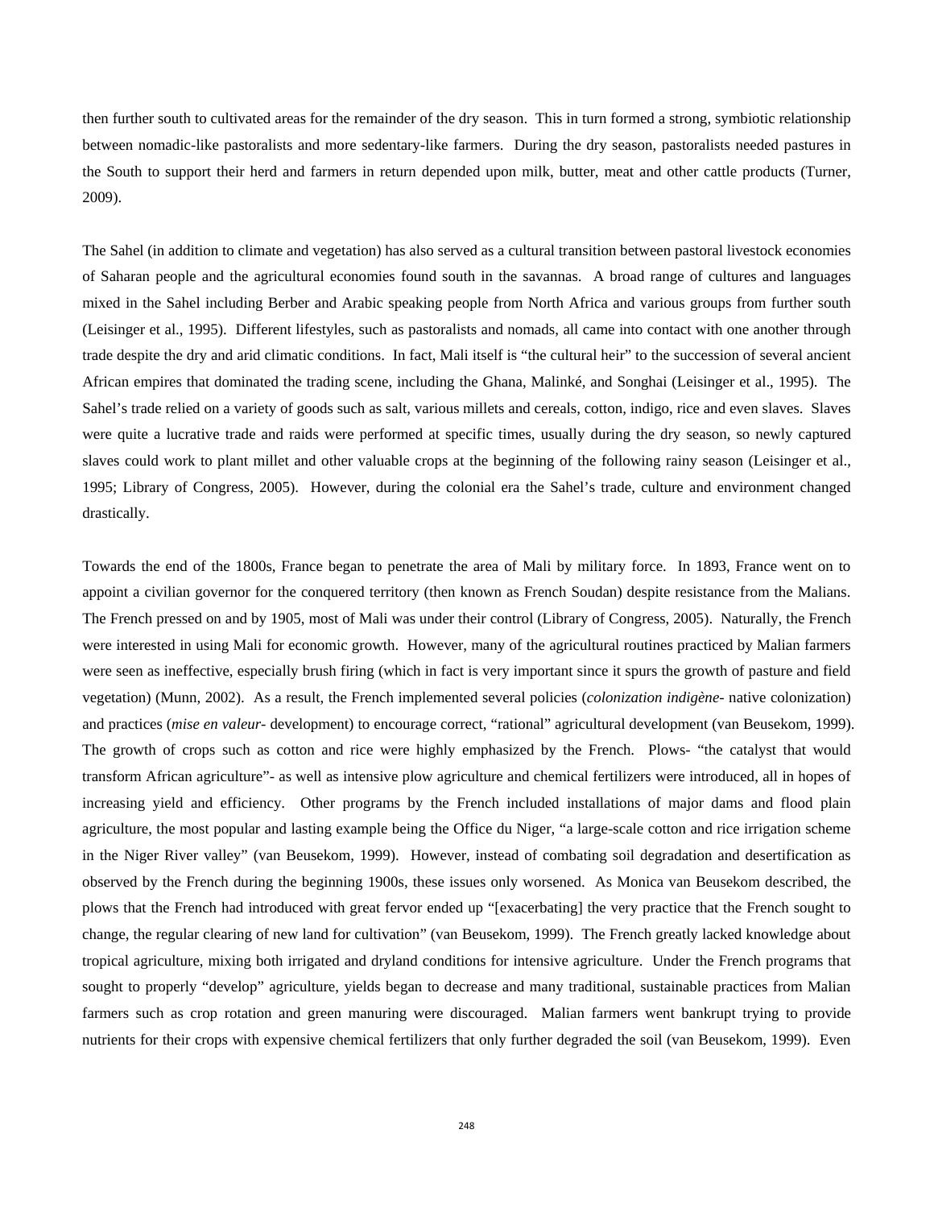then further south to cultivated areas for the remainder of the dry season. This in turn formed a strong, symbiotic relationship between nomadic-like pastoralists and more sedentary-like farmers. During the dry season, pastoralists needed pastures in the South to support their herd and farmers in return depended upon milk, butter, meat and other cattle products (Turner, 2009).

The Sahel (in addition to climate and vegetation) has also served as a cultural transition between pastoral livestock economies of Saharan people and the agricultural economies found south in the savannas. A broad range of cultures and languages mixed in the Sahel including Berber and Arabic speaking people from North Africa and various groups from further south (Leisinger et al., 1995). Different lifestyles, such as pastoralists and nomads, all came into contact with one another through trade despite the dry and arid climatic conditions. In fact, Mali itself is "the cultural heir" to the succession of several ancient African empires that dominated the trading scene, including the Ghana, Malinké, and Songhai (Leisinger et al., 1995). The Sahel's trade relied on a variety of goods such as salt, various millets and cereals, cotton, indigo, rice and even slaves. Slaves were quite a lucrative trade and raids were performed at specific times, usually during the dry season, so newly captured slaves could work to plant millet and other valuable crops at the beginning of the following rainy season (Leisinger et al., 1995; Library of Congress, 2005). However, during the colonial era the Sahel's trade, culture and environment changed drastically.

Towards the end of the 1800s, France began to penetrate the area of Mali by military force. In 1893, France went on to appoint a civilian governor for the conquered territory (then known as French Soudan) despite resistance from the Malians. The French pressed on and by 1905, most of Mali was under their control (Library of Congress, 2005). Naturally, the French were interested in using Mali for economic growth. However, many of the agricultural routines practiced by Malian farmers were seen as ineffective, especially brush firing (which in fact is very important since it spurs the growth of pasture and field vegetation) (Munn, 2002). As a result, the French implemented several policies (*colonization indigène*- native colonization) and practices (*mise en valeur*- development) to encourage correct, "rational" agricultural development (van Beusekom, 1999). The growth of crops such as cotton and rice were highly emphasized by the French. Plows- "the catalyst that would transform African agriculture"- as well as intensive plow agriculture and chemical fertilizers were introduced, all in hopes of increasing yield and efficiency. Other programs by the French included installations of major dams and flood plain agriculture, the most popular and lasting example being the Office du Niger, "a large-scale cotton and rice irrigation scheme in the Niger River valley" (van Beusekom, 1999). However, instead of combating soil degradation and desertification as observed by the French during the beginning 1900s, these issues only worsened. As Monica van Beusekom described, the plows that the French had introduced with great fervor ended up "[exacerbating] the very practice that the French sought to change, the regular clearing of new land for cultivation" (van Beusekom, 1999). The French greatly lacked knowledge about tropical agriculture, mixing both irrigated and dryland conditions for intensive agriculture. Under the French programs that sought to properly "develop" agriculture, yields began to decrease and many traditional, sustainable practices from Malian farmers such as crop rotation and green manuring were discouraged. Malian farmers went bankrupt trying to provide nutrients for their crops with expensive chemical fertilizers that only further degraded the soil (van Beusekom, 1999). Even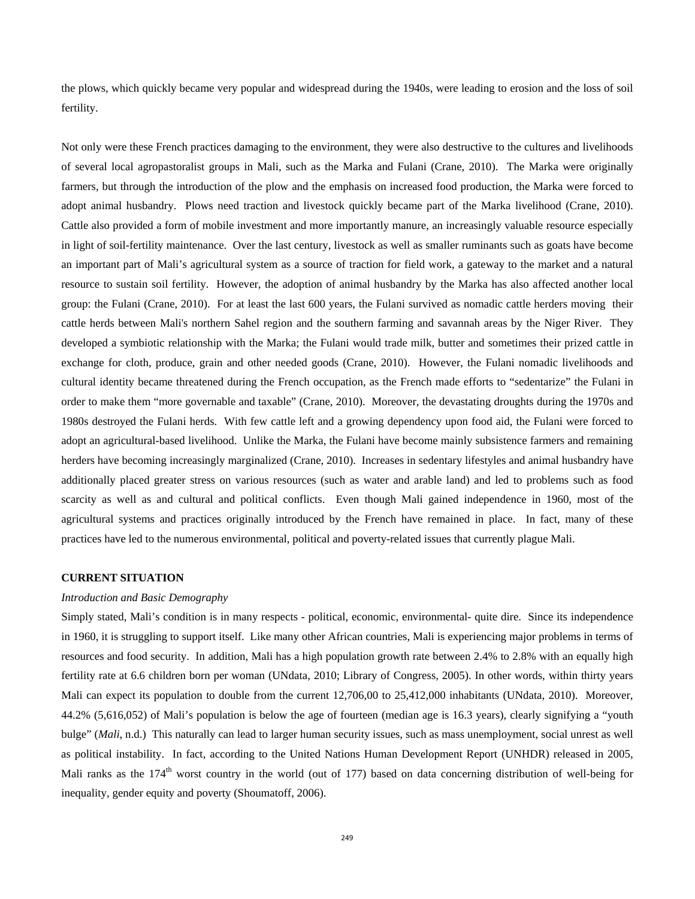the plows, which quickly became very popular and widespread during the 1940s, were leading to erosion and the loss of soil fertility.

Not only were these French practices damaging to the environment, they were also destructive to the cultures and livelihoods of several local agropastoralist groups in Mali, such as the Marka and Fulani (Crane, 2010). The Marka were originally farmers, but through the introduction of the plow and the emphasis on increased food production, the Marka were forced to adopt animal husbandry. Plows need traction and livestock quickly became part of the Marka livelihood (Crane, 2010). Cattle also provided a form of mobile investment and more importantly manure, an increasingly valuable resource especially in light of soil-fertility maintenance. Over the last century, livestock as well as smaller ruminants such as goats have become an important part of Mali's agricultural system as a source of traction for field work, a gateway to the market and a natural resource to sustain soil fertility. However, the adoption of animal husbandry by the Marka has also affected another local group: the Fulani (Crane, 2010). For at least the last 600 years, the Fulani survived as nomadic cattle herders moving their cattle herds between Mali's northern Sahel region and the southern farming and savannah areas by the Niger River. They developed a symbiotic relationship with the Marka; the Fulani would trade milk, butter and sometimes their prized cattle in exchange for cloth, produce, grain and other needed goods (Crane, 2010). However, the Fulani nomadic livelihoods and cultural identity became threatened during the French occupation, as the French made efforts to "sedentarize" the Fulani in order to make them "more governable and taxable" (Crane, 2010). Moreover, the devastating droughts during the 1970s and 1980s destroyed the Fulani herds. With few cattle left and a growing dependency upon food aid, the Fulani were forced to adopt an agricultural-based livelihood. Unlike the Marka, the Fulani have become mainly subsistence farmers and remaining herders have becoming increasingly marginalized (Crane, 2010). Increases in sedentary lifestyles and animal husbandry have additionally placed greater stress on various resources (such as water and arable land) and led to problems such as food scarcity as well as and cultural and political conflicts. Even though Mali gained independence in 1960, most of the agricultural systems and practices originally introduced by the French have remained in place. In fact, many of these practices have led to the numerous environmental, political and poverty-related issues that currently plague Mali.

## CURRENT SITUATION

### *Introduction and Basic Demography*

Simply stated, Mali's condition is in many respects - political, economic, environmental- quite dire. Since its independence in 1960, it is struggling to support itself. Like many other African countries, Mali is experiencing major problems in terms of resources and food security. In addition, Mali has a high population growth rate between 2.4% to 2.8% with an equally high fertility rate at 6.6 children born per woman (UNdata, 2010; Library of Congress, 2005). In other words, within thirty years Mali can expect its population to double from the current 12,706,00 to 25,412,000 inhabitants (UNdata, 2010). Moreover, 44.2% (5,616,052) of Mali's population is below the age of fourteen (median age is 16.3 years), clearly signifying a "youth bulge" (*Mali*, n.d.) This naturally can lead to larger human security issues, such as mass unemployment, social unrest as well as political instability. In fact, according to the United Nations Human Development Report (UNHDR) released in 2005, Mali ranks as the 174$^{th}$ worst country in the world (out of 177) based on data concerning distribution of well-being for inequality, gender equity and poverty (Shoumatoff, 2006).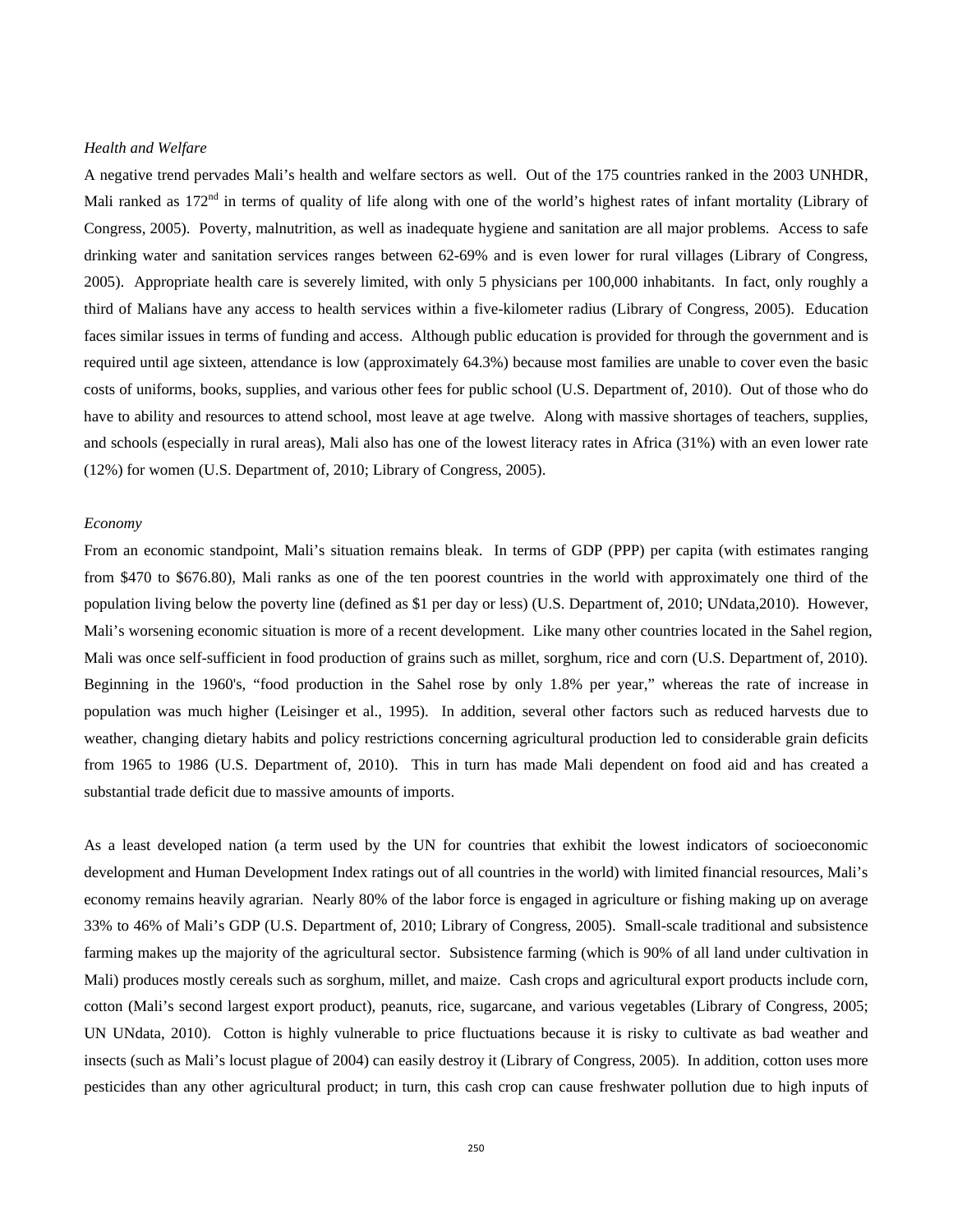*Health and Welfare*

A negative trend pervades Mali's health and welfare sectors as well. Out of the 175 countries ranked in the 2003 UNHDR, Mali ranked as 172nd in terms of quality of life along with one of the world's highest rates of infant mortality (Library of Congress, 2005). Poverty, malnutrition, as well as inadequate hygiene and sanitation are all major problems. Access to safe drinking water and sanitation services ranges between 62-69% and is even lower for rural villages (Library of Congress, 2005). Appropriate health care is severely limited, with only 5 physicians per 100,000 inhabitants. In fact, only roughly a third of Malians have any access to health services within a five-kilometer radius (Library of Congress, 2005). Education faces similar issues in terms of funding and access. Although public education is provided for through the government and is required until age sixteen, attendance is low (approximately 64.3%) because most families are unable to cover even the basic costs of uniforms, books, supplies, and various other fees for public school (U.S. Department of, 2010). Out of those who do have to ability and resources to attend school, most leave at age twelve. Along with massive shortages of teachers, supplies, and schools (especially in rural areas), Mali also has one of the lowest literacy rates in Africa (31%) with an even lower rate (12%) for women (U.S. Department of, 2010; Library of Congress, 2005).

*Economy*

From an economic standpoint, Mali's situation remains bleak. In terms of GDP (PPP) per capita (with estimates ranging from $470 to $676.80), Mali ranks as one of the ten poorest countries in the world with approximately one third of the population living below the poverty line (defined as $1 per day or less) (U.S. Department of, 2010; UNdata,2010). However, Mali's worsening economic situation is more of a recent development. Like many other countries located in the Sahel region, Mali was once self-sufficient in food production of grains such as millet, sorghum, rice and corn (U.S. Department of, 2010). Beginning in the 1960's, "food production in the Sahel rose by only 1.8% per year," whereas the rate of increase in population was much higher (Leisinger et al., 1995). In addition, several other factors such as reduced harvests due to weather, changing dietary habits and policy restrictions concerning agricultural production led to considerable grain deficits from 1965 to 1986 (U.S. Department of, 2010). This in turn has made Mali dependent on food aid and has created a substantial trade deficit due to massive amounts of imports.

As a least developed nation (a term used by the UN for countries that exhibit the lowest indicators of socioeconomic development and Human Development Index ratings out of all countries in the world) with limited financial resources, Mali's economy remains heavily agrarian. Nearly 80% of the labor force is engaged in agriculture or fishing making up on average 33% to 46% of Mali's GDP (U.S. Department of, 2010; Library of Congress, 2005). Small-scale traditional and subsistence farming makes up the majority of the agricultural sector. Subsistence farming (which is 90% of all land under cultivation in Mali) produces mostly cereals such as sorghum, millet, and maize. Cash crops and agricultural export products include corn, cotton (Mali's second largest export product), peanuts, rice, sugarcane, and various vegetables (Library of Congress, 2005; UN UNdata, 2010). Cotton is highly vulnerable to price fluctuations because it is risky to cultivate as bad weather and insects (such as Mali's locust plague of 2004) can easily destroy it (Library of Congress, 2005). In addition, cotton uses more pesticides than any other agricultural product; in turn, this cash crop can cause freshwater pollution due to high inputs of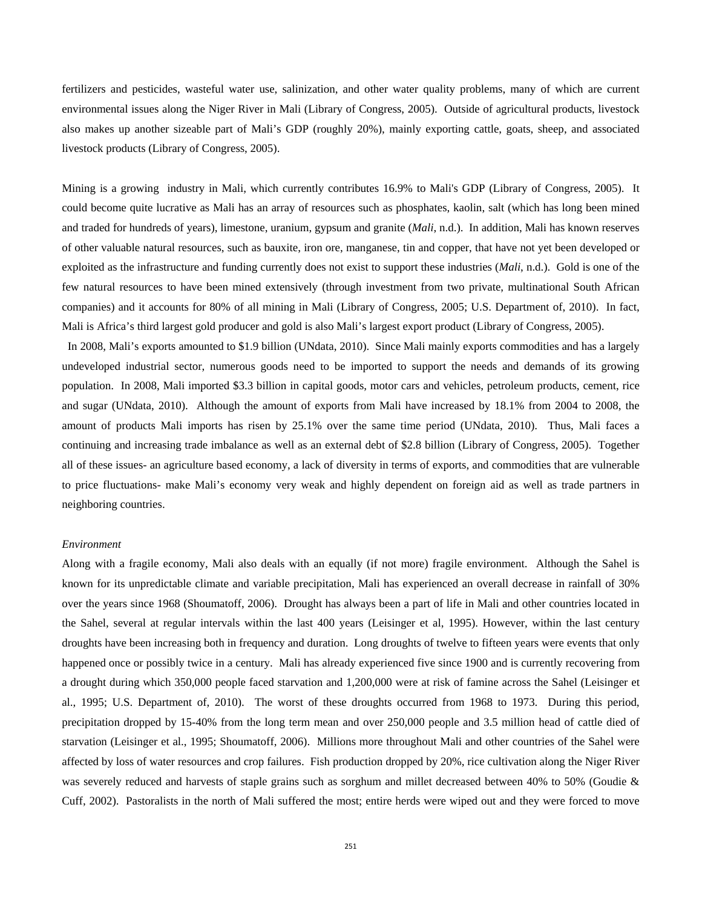fertilizers and pesticides, wasteful water use, salinization, and other water quality problems, many of which are current environmental issues along the Niger River in Mali (Library of Congress, 2005). Outside of agricultural products, livestock also makes up another sizeable part of Mali's GDP (roughly 20%), mainly exporting cattle, goats, sheep, and associated livestock products (Library of Congress, 2005).

Mining is a growing industry in Mali, which currently contributes 16.9% to Mali's GDP (Library of Congress, 2005). It could become quite lucrative as Mali has an array of resources such as phosphates, kaolin, salt (which has long been mined and traded for hundreds of years), limestone, uranium, gypsum and granite (*Mali*, n.d.). In addition, Mali has known reserves of other valuable natural resources, such as bauxite, iron ore, manganese, tin and copper, that have not yet been developed or exploited as the infrastructure and funding currently does not exist to support these industries (*Mali*, n.d.). Gold is one of the few natural resources to have been mined extensively (through investment from two private, multinational South African companies) and it accounts for 80% of all mining in Mali (Library of Congress, 2005; U.S. Department of, 2010). In fact, Mali is Africa's third largest gold producer and gold is also Mali's largest export product (Library of Congress, 2005).

In 2008, Mali's exports amounted to $1.9 billion (UNdata, 2010). Since Mali mainly exports commodities and has a largely undeveloped industrial sector, numerous goods need to be imported to support the needs and demands of its growing population. In 2008, Mali imported $3.3 billion in capital goods, motor cars and vehicles, petroleum products, cement, rice and sugar (UNdata, 2010). Although the amount of exports from Mali have increased by 18.1% from 2004 to 2008, the amount of products Mali imports has risen by 25.1% over the same time period (UNdata, 2010). Thus, Mali faces a continuing and increasing trade imbalance as well as an external debt of $2.8 billion (Library of Congress, 2005). Together all of these issues- an agriculture based economy, a lack of diversity in terms of exports, and commodities that are vulnerable to price fluctuations- make Mali's economy very weak and highly dependent on foreign aid as well as trade partners in neighboring countries.

*Environment*

Along with a fragile economy, Mali also deals with an equally (if not more) fragile environment. Although the Sahel is known for its unpredictable climate and variable precipitation, Mali has experienced an overall decrease in rainfall of 30% over the years since 1968 (Shoumatoff, 2006). Drought has always been a part of life in Mali and other countries located in the Sahel, several at regular intervals within the last 400 years (Leisinger et al, 1995). However, within the last century droughts have been increasing both in frequency and duration. Long droughts of twelve to fifteen years were events that only happened once or possibly twice in a century. Mali has already experienced five since 1900 and is currently recovering from a drought during which 350,000 people faced starvation and 1,200,000 were at risk of famine across the Sahel (Leisinger et al., 1995; U.S. Department of, 2010). The worst of these droughts occurred from 1968 to 1973. During this period, precipitation dropped by 15-40% from the long term mean and over 250,000 people and 3.5 million head of cattle died of starvation (Leisinger et al., 1995; Shoumatoff, 2006). Millions more throughout Mali and other countries of the Sahel were affected by loss of water resources and crop failures. Fish production dropped by 20%, rice cultivation along the Niger River was severely reduced and harvests of staple grains such as sorghum and millet decreased between 40% to 50% (Goudie & Cuff, 2002). Pastoralists in the north of Mali suffered the most; entire herds were wiped out and they were forced to move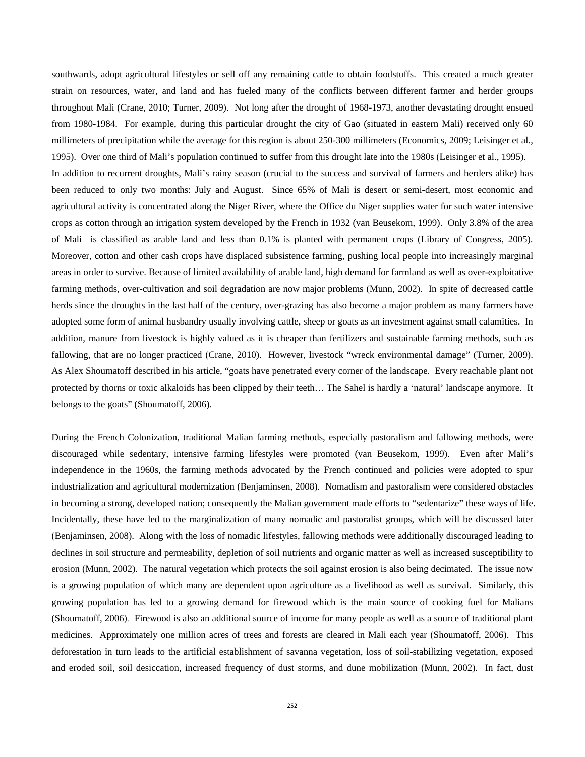southwards, adopt agricultural lifestyles or sell off any remaining cattle to obtain foodstuffs. This created a much greater strain on resources, water, and land and has fueled many of the conflicts between different farmer and herder groups throughout Mali (Crane, 2010; Turner, 2009). Not long after the drought of 1968-1973, another devastating drought ensued from 1980-1984. For example, during this particular drought the city of Gao (situated in eastern Mali) received only 60 millimeters of precipitation while the average for this region is about 250-300 millimeters (Economics, 2009; Leisinger et al., 1995). Over one third of Mali's population continued to suffer from this drought late into the 1980s (Leisinger et al., 1995).

In addition to recurrent droughts, Mali's rainy season (crucial to the success and survival of farmers and herders alike) has been reduced to only two months: July and August. Since 65% of Mali is desert or semi-desert, most economic and agricultural activity is concentrated along the Niger River, where the Office du Niger supplies water for such water intensive crops as cotton through an irrigation system developed by the French in 1932 (van Beusekom, 1999). Only 3.8% of the area of Mali is classified as arable land and less than 0.1% is planted with permanent crops (Library of Congress, 2005). Moreover, cotton and other cash crops have displaced subsistence farming, pushing local people into increasingly marginal areas in order to survive. Because of limited availability of arable land, high demand for farmland as well as over-exploitative farming methods, over-cultivation and soil degradation are now major problems (Munn, 2002). In spite of decreased cattle herds since the droughts in the last half of the century, over-grazing has also become a major problem as many farmers have adopted some form of animal husbandry usually involving cattle, sheep or goats as an investment against small calamities. In addition, manure from livestock is highly valued as it is cheaper than fertilizers and sustainable farming methods, such as fallowing, that are no longer practiced (Crane, 2010). However, livestock "wreck environmental damage" (Turner, 2009). As Alex Shoumatoff described in his article, "goats have penetrated every corner of the landscape. Every reachable plant not protected by thorns or toxic alkaloids has been clipped by their teeth… The Sahel is hardly a 'natural' landscape anymore. It belongs to the goats" (Shoumatoff, 2006).

During the French Colonization, traditional Malian farming methods, especially pastoralism and fallowing methods, were discouraged while sedentary, intensive farming lifestyles were promoted (van Beusekom, 1999). Even after Mali's independence in the 1960s, the farming methods advocated by the French continued and policies were adopted to spur industrialization and agricultural modernization (Benjaminsen, 2008). Nomadism and pastoralism were considered obstacles in becoming a strong, developed nation; consequently the Malian government made efforts to "sedentarize" these ways of life. Incidentally, these have led to the marginalization of many nomadic and pastoralist groups, which will be discussed later (Benjaminsen, 2008). Along with the loss of nomadic lifestyles, fallowing methods were additionally discouraged leading to declines in soil structure and permeability, depletion of soil nutrients and organic matter as well as increased susceptibility to erosion (Munn, 2002). The natural vegetation which protects the soil against erosion is also being decimated. The issue now is a growing population of which many are dependent upon agriculture as a livelihood as well as survival. Similarly, this growing population has led to a growing demand for firewood which is the main source of cooking fuel for Malians (Shoumatoff, 2006). Firewood is also an additional source of income for many people as well as a source of traditional plant medicines. Approximately one million acres of trees and forests are cleared in Mali each year (Shoumatoff, 2006). This deforestation in turn leads to the artificial establishment of savanna vegetation, loss of soil-stabilizing vegetation, exposed and eroded soil, soil desiccation, increased frequency of dust storms, and dune mobilization (Munn, 2002). In fact, dust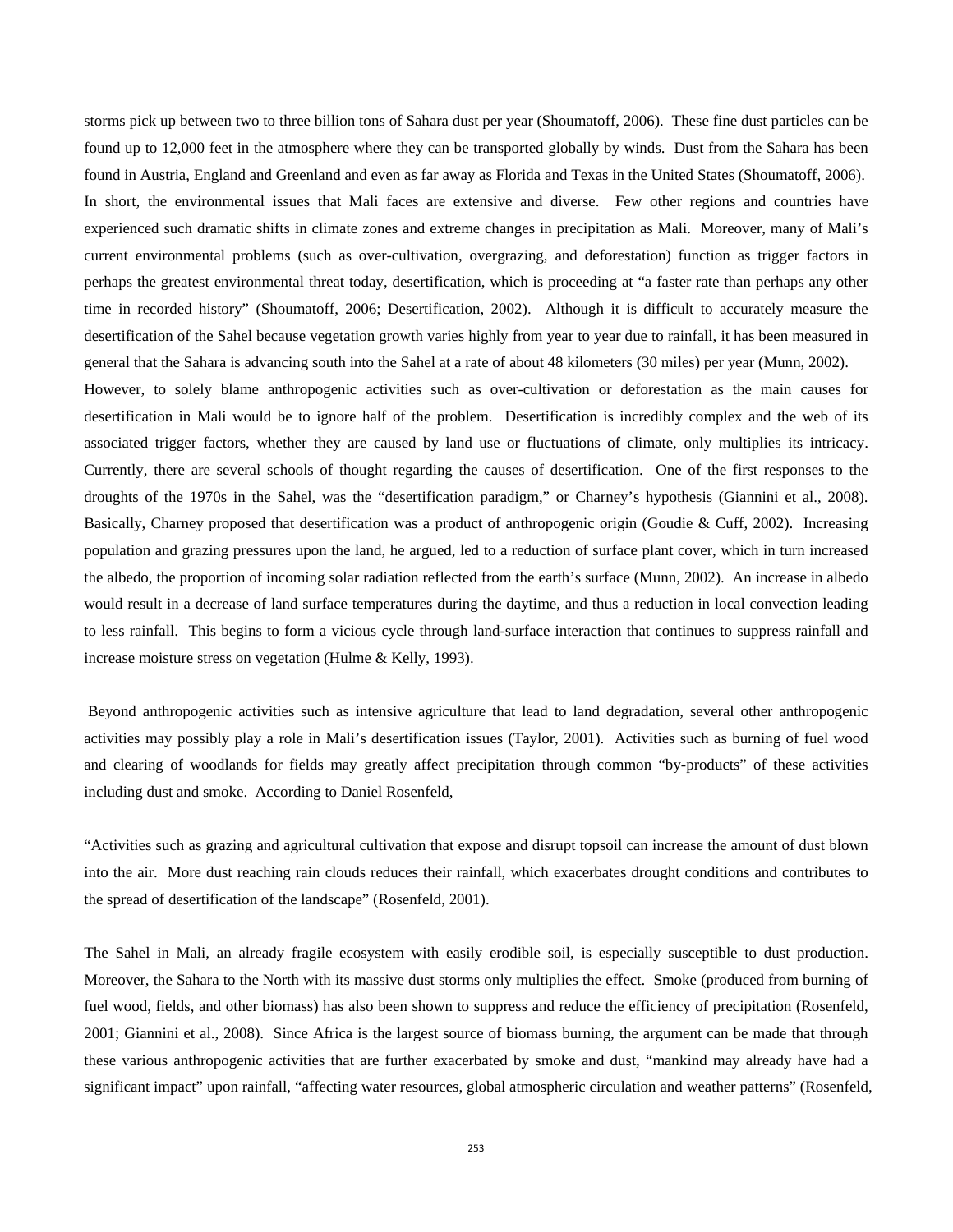storms pick up between two to three billion tons of Sahara dust per year (Shoumatoff, 2006). These fine dust particles can be found up to 12,000 feet in the atmosphere where they can be transported globally by winds. Dust from the Sahara has been found in Austria, England and Greenland and even as far away as Florida and Texas in the United States (Shoumatoff, 2006). In short, the environmental issues that Mali faces are extensive and diverse. Few other regions and countries have experienced such dramatic shifts in climate zones and extreme changes in precipitation as Mali. Moreover, many of Mali's current environmental problems (such as over-cultivation, overgrazing, and deforestation) function as trigger factors in perhaps the greatest environmental threat today, desertification, which is proceeding at "a faster rate than perhaps any other time in recorded history" (Shoumatoff, 2006; Desertification, 2002). Although it is difficult to accurately measure the desertification of the Sahel because vegetation growth varies highly from year to year due to rainfall, it has been measured in general that the Sahara is advancing south into the Sahel at a rate of about 48 kilometers (30 miles) per year (Munn, 2002).

However, to solely blame anthropogenic activities such as over-cultivation or deforestation as the main causes for desertification in Mali would be to ignore half of the problem. Desertification is incredibly complex and the web of its associated trigger factors, whether they are caused by land use or fluctuations of climate, only multiplies its intricacy. Currently, there are several schools of thought regarding the causes of desertification. One of the first responses to the droughts of the 1970s in the Sahel, was the "desertification paradigm," or Charney's hypothesis (Giannini et al., 2008). Basically, Charney proposed that desertification was a product of anthropogenic origin (Goudie & Cuff, 2002). Increasing population and grazing pressures upon the land, he argued, led to a reduction of surface plant cover, which in turn increased the albedo, the proportion of incoming solar radiation reflected from the earth's surface (Munn, 2002). An increase in albedo would result in a decrease of land surface temperatures during the daytime, and thus a reduction in local convection leading to less rainfall. This begins to form a vicious cycle through land-surface interaction that continues to suppress rainfall and increase moisture stress on vegetation (Hulme & Kelly, 1993).

Beyond anthropogenic activities such as intensive agriculture that lead to land degradation, several other anthropogenic activities may possibly play a role in Mali's desertification issues (Taylor, 2001). Activities such as burning of fuel wood and clearing of woodlands for fields may greatly affect precipitation through common "by-products" of these activities including dust and smoke. According to Daniel Rosenfeld,

"Activities such as grazing and agricultural cultivation that expose and disrupt topsoil can increase the amount of dust blown into the air. More dust reaching rain clouds reduces their rainfall, which exacerbates drought conditions and contributes to the spread of desertification of the landscape" (Rosenfeld, 2001).

The Sahel in Mali, an already fragile ecosystem with easily erodible soil, is especially susceptible to dust production. Moreover, the Sahara to the North with its massive dust storms only multiplies the effect. Smoke (produced from burning of fuel wood, fields, and other biomass) has also been shown to suppress and reduce the efficiency of precipitation (Rosenfeld, 2001; Giannini et al., 2008). Since Africa is the largest source of biomass burning, the argument can be made that through these various anthropogenic activities that are further exacerbated by smoke and dust, "mankind may already have had a significant impact" upon rainfall, "affecting water resources, global atmospheric circulation and weather patterns" (Rosenfeld,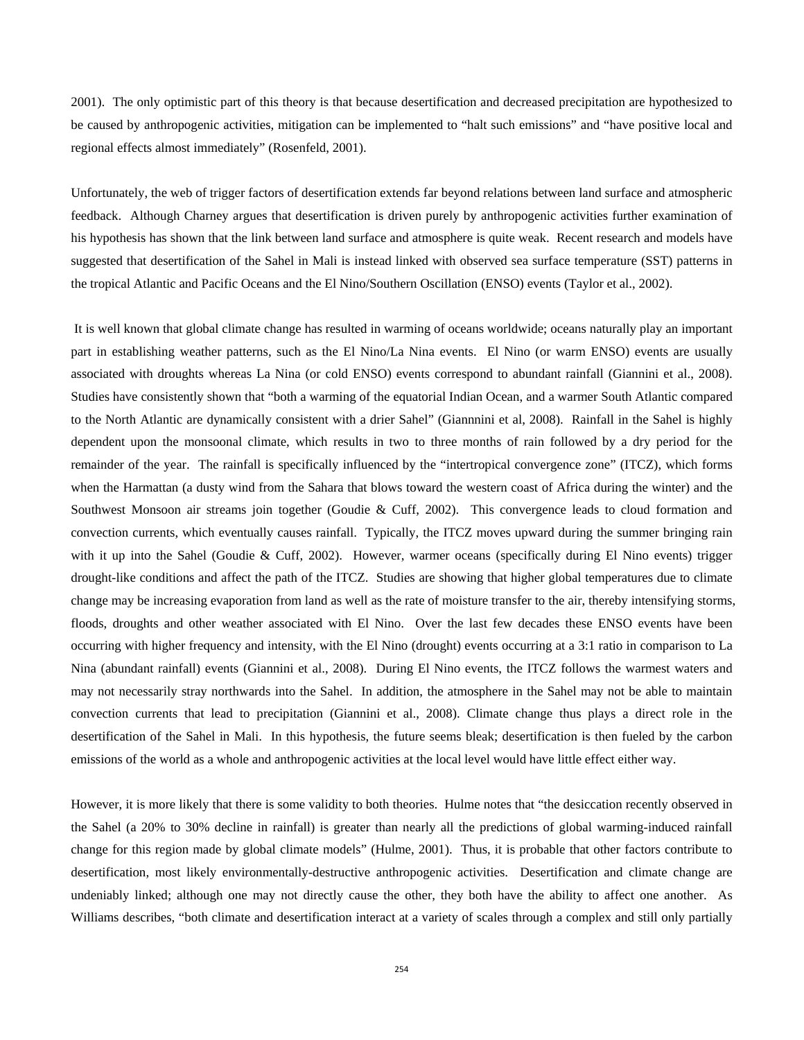2001). The only optimistic part of this theory is that because desertification and decreased precipitation are hypothesized to be caused by anthropogenic activities, mitigation can be implemented to "halt such emissions" and "have positive local and regional effects almost immediately" (Rosenfeld, 2001).

Unfortunately, the web of trigger factors of desertification extends far beyond relations between land surface and atmospheric feedback. Although Charney argues that desertification is driven purely by anthropogenic activities further examination of his hypothesis has shown that the link between land surface and atmosphere is quite weak. Recent research and models have suggested that desertification of the Sahel in Mali is instead linked with observed sea surface temperature (SST) patterns in the tropical Atlantic and Pacific Oceans and the El Nino/Southern Oscillation (ENSO) events (Taylor et al., 2002).

It is well known that global climate change has resulted in warming of oceans worldwide; oceans naturally play an important part in establishing weather patterns, such as the El Nino/La Nina events. El Nino (or warm ENSO) events are usually associated with droughts whereas La Nina (or cold ENSO) events correspond to abundant rainfall (Giannini et al., 2008). Studies have consistently shown that "both a warming of the equatorial Indian Ocean, and a warmer South Atlantic compared to the North Atlantic are dynamically consistent with a drier Sahel" (Giannnini et al, 2008). Rainfall in the Sahel is highly dependent upon the monsoonal climate, which results in two to three months of rain followed by a dry period for the remainder of the year. The rainfall is specifically influenced by the "intertropical convergence zone" (ITCZ), which forms when the Harmattan (a dusty wind from the Sahara that blows toward the western coast of Africa during the winter) and the Southwest Monsoon air streams join together (Goudie & Cuff, 2002). This convergence leads to cloud formation and convection currents, which eventually causes rainfall. Typically, the ITCZ moves upward during the summer bringing rain with it up into the Sahel (Goudie & Cuff, 2002). However, warmer oceans (specifically during El Nino events) trigger drought-like conditions and affect the path of the ITCZ. Studies are showing that higher global temperatures due to climate change may be increasing evaporation from land as well as the rate of moisture transfer to the air, thereby intensifying storms, floods, droughts and other weather associated with El Nino. Over the last few decades these ENSO events have been occurring with higher frequency and intensity, with the El Nino (drought) events occurring at a 3:1 ratio in comparison to La Nina (abundant rainfall) events (Giannini et al., 2008). During El Nino events, the ITCZ follows the warmest waters and may not necessarily stray northwards into the Sahel. In addition, the atmosphere in the Sahel may not be able to maintain convection currents that lead to precipitation (Giannini et al., 2008). Climate change thus plays a direct role in the desertification of the Sahel in Mali. In this hypothesis, the future seems bleak; desertification is then fueled by the carbon emissions of the world as a whole and anthropogenic activities at the local level would have little effect either way.

However, it is more likely that there is some validity to both theories. Hulme notes that "the desiccation recently observed in the Sahel (a 20% to 30% decline in rainfall) is greater than nearly all the predictions of global warming-induced rainfall change for this region made by global climate models" (Hulme, 2001). Thus, it is probable that other factors contribute to desertification, most likely environmentally-destructive anthropogenic activities. Desertification and climate change are undeniably linked; although one may not directly cause the other, they both have the ability to affect one another. As Williams describes, "both climate and desertification interact at a variety of scales through a complex and still only partially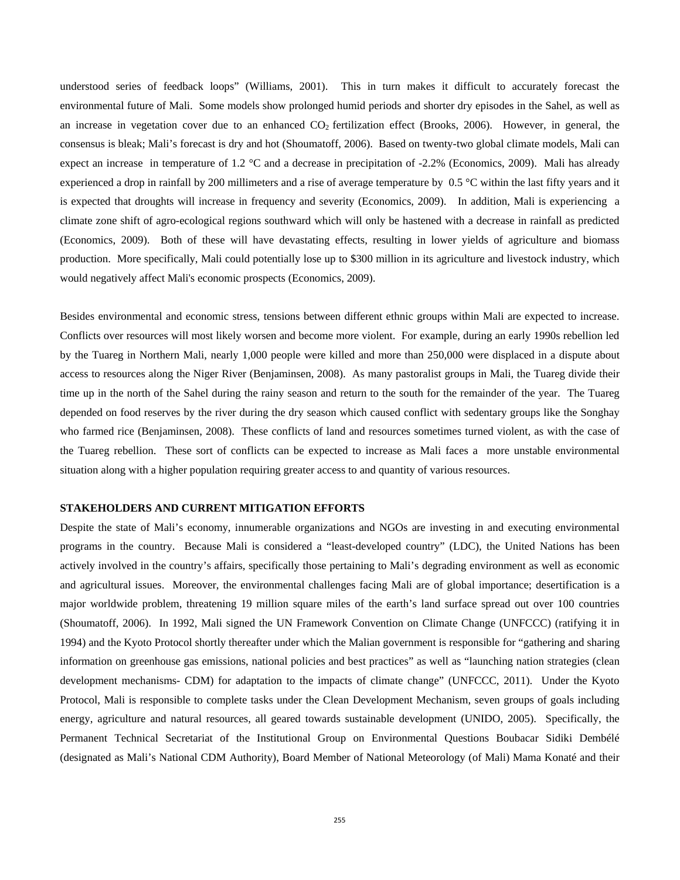understood series of feedback loops" (Williams, 2001). This in turn makes it difficult to accurately forecast the environmental future of Mali. Some models show prolonged humid periods and shorter dry episodes in the Sahel, as well as an increase in vegetation cover due to an enhanced $CO_2$ fertilization effect (Brooks, 2006). However, in general, the consensus is bleak; Mali's forecast is dry and hot (Shoumatoff, 2006). Based on twenty-two global climate models, Mali can expect an increase in temperature of 1.2 °C and a decrease in precipitation of -2.2% (Economics, 2009). Mali has already experienced a drop in rainfall by 200 millimeters and a rise of average temperature by 0.5 °C within the last fifty years and it is expected that droughts will increase in frequency and severity (Economics, 2009). In addition, Mali is experiencing a climate zone shift of agro-ecological regions southward which will only be hastened with a decrease in rainfall as predicted (Economics, 2009). Both of these will have devastating effects, resulting in lower yields of agriculture and biomass production. More specifically, Mali could potentially lose up to $300 million in its agriculture and livestock industry, which would negatively affect Mali's economic prospects (Economics, 2009).

Besides environmental and economic stress, tensions between different ethnic groups within Mali are expected to increase. Conflicts over resources will most likely worsen and become more violent. For example, during an early 1990s rebellion led by the Tuareg in Northern Mali, nearly 1,000 people were killed and more than 250,000 were displaced in a dispute about access to resources along the Niger River (Benjaminsen, 2008). As many pastoralist groups in Mali, the Tuareg divide their time up in the north of the Sahel during the rainy season and return to the south for the remainder of the year. The Tuareg depended on food reserves by the river during the dry season which caused conflict with sedentary groups like the Songhay who farmed rice (Benjaminsen, 2008). These conflicts of land and resources sometimes turned violent, as with the case of the Tuareg rebellion. These sort of conflicts can be expected to increase as Mali faces a more unstable environmental situation along with a higher population requiring greater access to and quantity of various resources.

**STAKEHOLDERS AND CURRENT MITIGATION EFFORTS**

Despite the state of Mali's economy, innumerable organizations and NGOs are investing in and executing environmental programs in the country. Because Mali is considered a "least-developed country" (LDC), the United Nations has been actively involved in the country's affairs, specifically those pertaining to Mali's degrading environment as well as economic and agricultural issues. Moreover, the environmental challenges facing Mali are of global importance; desertification is a major worldwide problem, threatening 19 million square miles of the earth's land surface spread out over 100 countries (Shoumatoff, 2006). In 1992, Mali signed the UN Framework Convention on Climate Change (UNFCCC) (ratifying it in 1994) and the Kyoto Protocol shortly thereafter under which the Malian government is responsible for "gathering and sharing information on greenhouse gas emissions, national policies and best practices" as well as "launching nation strategies (clean development mechanisms- CDM) for adaptation to the impacts of climate change" (UNFCCC, 2011). Under the Kyoto Protocol, Mali is responsible to complete tasks under the Clean Development Mechanism, seven groups of goals including energy, agriculture and natural resources, all geared towards sustainable development (UNIDO, 2005). Specifically, the Permanent Technical Secretariat of the Institutional Group on Environmental Questions Boubacar Sidiki Dembélé (designated as Mali's National CDM Authority), Board Member of National Meteorology (of Mali) Mama Konaté and their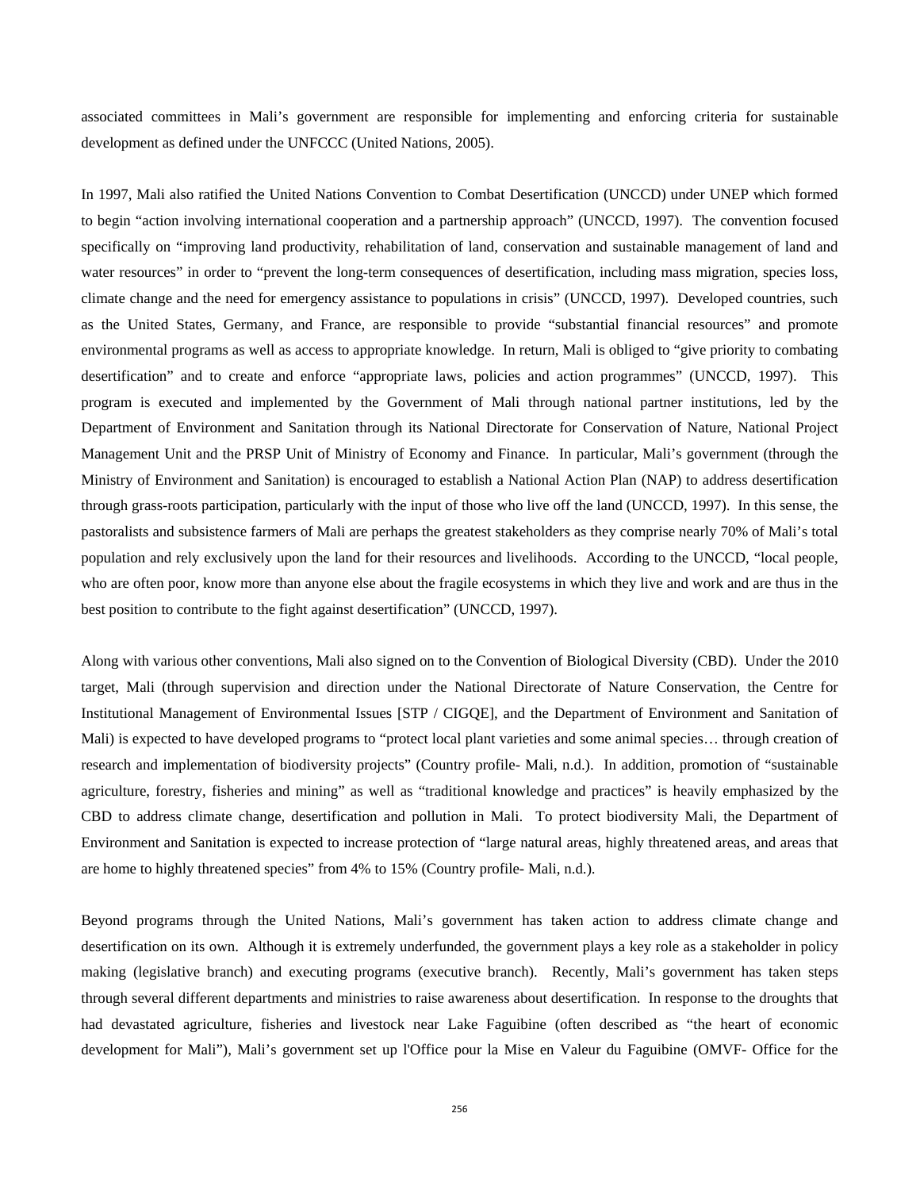associated committees in Mali's government are responsible for implementing and enforcing criteria for sustainable development as defined under the UNFCCC (United Nations, 2005).

In 1997, Mali also ratified the United Nations Convention to Combat Desertification (UNCCD) under UNEP which formed to begin "action involving international cooperation and a partnership approach" (UNCCD, 1997). The convention focused specifically on "improving land productivity, rehabilitation of land, conservation and sustainable management of land and water resources" in order to "prevent the long-term consequences of desertification, including mass migration, species loss, climate change and the need for emergency assistance to populations in crisis" (UNCCD, 1997). Developed countries, such as the United States, Germany, and France, are responsible to provide "substantial financial resources" and promote environmental programs as well as access to appropriate knowledge. In return, Mali is obliged to "give priority to combating desertification" and to create and enforce "appropriate laws, policies and action programmes" (UNCCD, 1997). This program is executed and implemented by the Government of Mali through national partner institutions, led by the Department of Environment and Sanitation through its National Directorate for Conservation of Nature, National Project Management Unit and the PRSP Unit of Ministry of Economy and Finance. In particular, Mali's government (through the Ministry of Environment and Sanitation) is encouraged to establish a National Action Plan (NAP) to address desertification through grass-roots participation, particularly with the input of those who live off the land (UNCCD, 1997). In this sense, the pastoralists and subsistence farmers of Mali are perhaps the greatest stakeholders as they comprise nearly 70% of Mali's total population and rely exclusively upon the land for their resources and livelihoods. According to the UNCCD, "local people, who are often poor, know more than anyone else about the fragile ecosystems in which they live and work and are thus in the best position to contribute to the fight against desertification" (UNCCD, 1997).

Along with various other conventions, Mali also signed on to the Convention of Biological Diversity (CBD). Under the 2010 target, Mali (through supervision and direction under the National Directorate of Nature Conservation, the Centre for Institutional Management of Environmental Issues [STP / CIGQE], and the Department of Environment and Sanitation of Mali) is expected to have developed programs to "protect local plant varieties and some animal species… through creation of research and implementation of biodiversity projects" (Country profile- Mali, n.d.). In addition, promotion of "sustainable agriculture, forestry, fisheries and mining" as well as "traditional knowledge and practices" is heavily emphasized by the CBD to address climate change, desertification and pollution in Mali. To protect biodiversity Mali, the Department of Environment and Sanitation is expected to increase protection of "large natural areas, highly threatened areas, and areas that are home to highly threatened species" from 4% to 15% (Country profile- Mali, n.d.).

Beyond programs through the United Nations, Mali's government has taken action to address climate change and desertification on its own. Although it is extremely underfunded, the government plays a key role as a stakeholder in policy making (legislative branch) and executing programs (executive branch). Recently, Mali's government has taken steps through several different departments and ministries to raise awareness about desertification. In response to the droughts that had devastated agriculture, fisheries and livestock near Lake Faguibine (often described as "the heart of economic development for Mali"), Mali's government set up l'Office pour la Mise en Valeur du Faguibine (OMVF- Office for the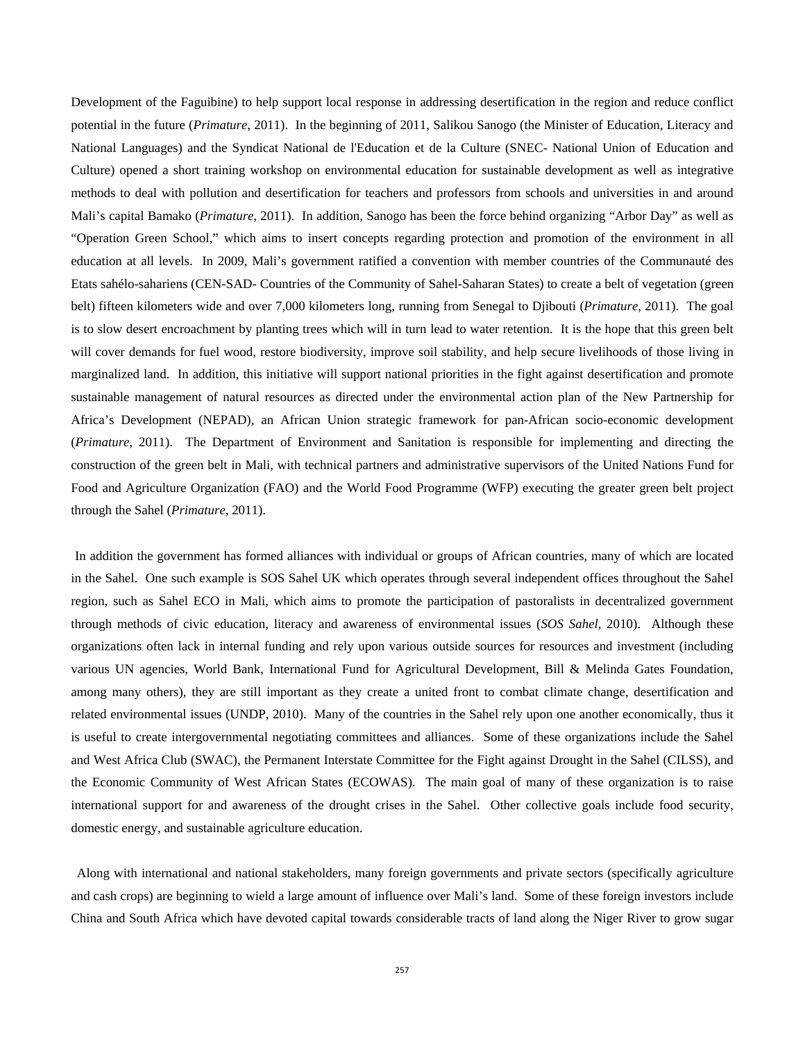Development of the Faguibine) to help support local response in addressing desertification in the region and reduce conflict potential in the future (*Primature*, 2011). In the beginning of 2011, Salikou Sanogo (the Minister of Education, Literacy and National Languages) and the Syndicat National de l'Education et de la Culture (SNEC- National Union of Education and Culture) opened a short training workshop on environmental education for sustainable development as well as integrative methods to deal with pollution and desertification for teachers and professors from schools and universities in and around Mali's capital Bamako (*Primature*, 2011). In addition, Sanogo has been the force behind organizing "Arbor Day" as well as "Operation Green School," which aims to insert concepts regarding protection and promotion of the environment in all education at all levels. In 2009, Mali's government ratified a convention with member countries of the Communauté des Etats sahélo-sahariens (CEN-SAD- Countries of the Community of Sahel-Saharan States) to create a belt of vegetation (green belt) fifteen kilometers wide and over 7,000 kilometers long, running from Senegal to Djibouti (*Primature*, 2011). The goal is to slow desert encroachment by planting trees which will in turn lead to water retention. It is the hope that this green belt will cover demands for fuel wood, restore biodiversity, improve soil stability, and help secure livelihoods of those living in marginalized land. In addition, this initiative will support national priorities in the fight against desertification and promote sustainable management of natural resources as directed under the environmental action plan of the New Partnership for Africa's Development (NEPAD), an African Union strategic framework for pan-African socio-economic development (*Primature*, 2011). The Department of Environment and Sanitation is responsible for implementing and directing the construction of the green belt in Mali, with technical partners and administrative supervisors of the United Nations Fund for Food and Agriculture Organization (FAO) and the World Food Programme (WFP) executing the greater green belt project through the Sahel (*Primature*, 2011).

In addition the government has formed alliances with individual or groups of African countries, many of which are located in the Sahel. One such example is SOS Sahel UK which operates through several independent offices throughout the Sahel region, such as Sahel ECO in Mali, which aims to promote the participation of pastoralists in decentralized government through methods of civic education, literacy and awareness of environmental issues (*SOS Sahel*, 2010). Although these organizations often lack in internal funding and rely upon various outside sources for resources and investment (including various UN agencies, World Bank, International Fund for Agricultural Development, Bill & Melinda Gates Foundation, among many others), they are still important as they create a united front to combat climate change, desertification and related environmental issues (UNDP, 2010). Many of the countries in the Sahel rely upon one another economically, thus it is useful to create intergovernmental negotiating committees and alliances. Some of these organizations include the Sahel and West Africa Club (SWAC), the Permanent Interstate Committee for the Fight against Drought in the Sahel (CILSS), and the Economic Community of West African States (ECOWAS). The main goal of many of these organization is to raise international support for and awareness of the drought crises in the Sahel. Other collective goals include food security, domestic energy, and sustainable agriculture education.

Along with international and national stakeholders, many foreign governments and private sectors (specifically agriculture and cash crops) are beginning to wield a large amount of influence over Mali's land. Some of these foreign investors include China and South Africa which have devoted capital towards considerable tracts of land along the Niger River to grow sugar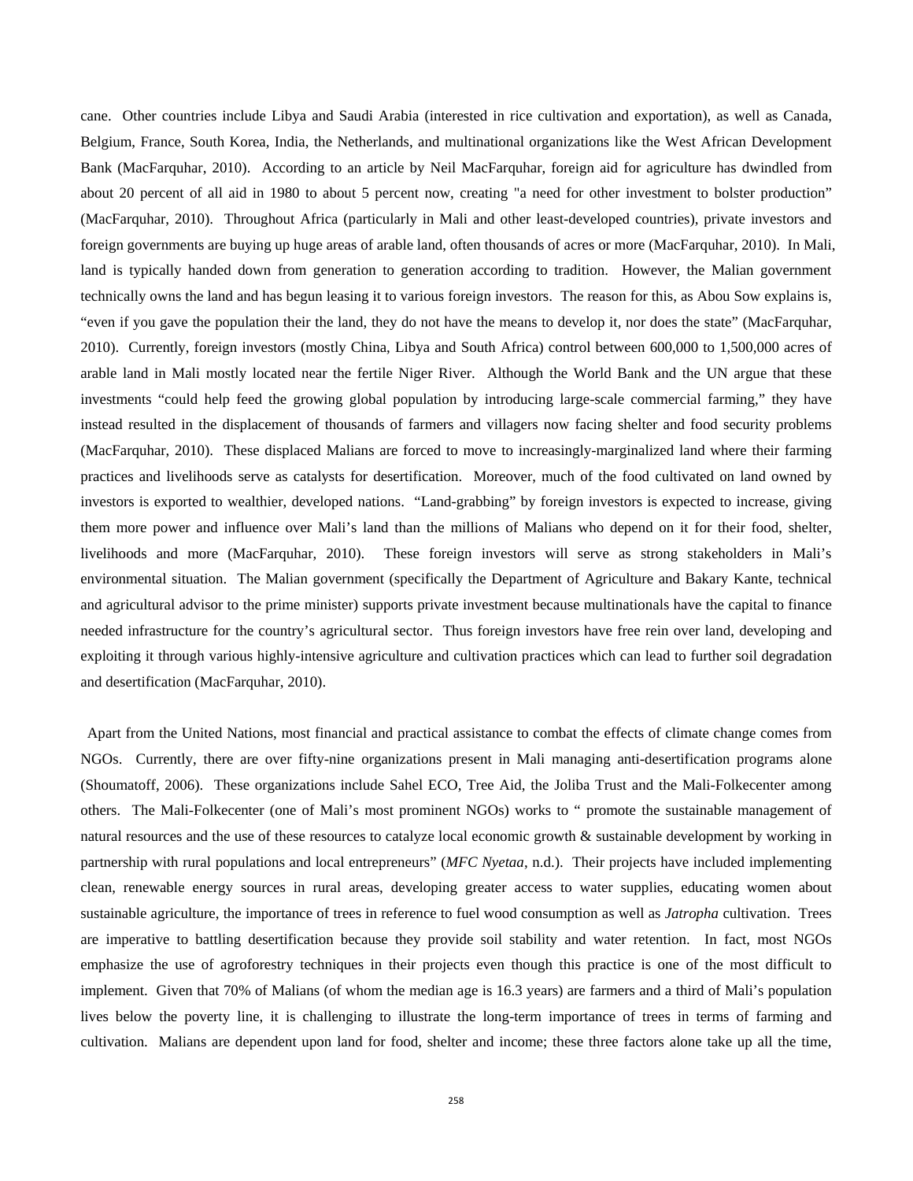cane. Other countries include Libya and Saudi Arabia (interested in rice cultivation and exportation), as well as Canada, Belgium, France, South Korea, India, the Netherlands, and multinational organizations like the West African Development Bank (MacFarquhar, 2010). According to an article by Neil MacFarquhar, foreign aid for agriculture has dwindled from about 20 percent of all aid in 1980 to about 5 percent now, creating "a need for other investment to bolster production" (MacFarquhar, 2010). Throughout Africa (particularly in Mali and other least-developed countries), private investors and foreign governments are buying up huge areas of arable land, often thousands of acres or more (MacFarquhar, 2010). In Mali, land is typically handed down from generation to generation according to tradition. However, the Malian government technically owns the land and has begun leasing it to various foreign investors. The reason for this, as Abou Sow explains is, "even if you gave the population their the land, they do not have the means to develop it, nor does the state" (MacFarquhar, 2010). Currently, foreign investors (mostly China, Libya and South Africa) control between 600,000 to 1,500,000 acres of arable land in Mali mostly located near the fertile Niger River. Although the World Bank and the UN argue that these investments "could help feed the growing global population by introducing large-scale commercial farming," they have instead resulted in the displacement of thousands of farmers and villagers now facing shelter and food security problems (MacFarquhar, 2010). These displaced Malians are forced to move to increasingly-marginalized land where their farming practices and livelihoods serve as catalysts for desertification. Moreover, much of the food cultivated on land owned by investors is exported to wealthier, developed nations. "Land-grabbing" by foreign investors is expected to increase, giving them more power and influence over Mali's land than the millions of Malians who depend on it for their food, shelter, livelihoods and more (MacFarquhar, 2010). These foreign investors will serve as strong stakeholders in Mali's environmental situation. The Malian government (specifically the Department of Agriculture and Bakary Kante, technical and agricultural advisor to the prime minister) supports private investment because multinationals have the capital to finance needed infrastructure for the country's agricultural sector. Thus foreign investors have free rein over land, developing and exploiting it through various highly-intensive agriculture and cultivation practices which can lead to further soil degradation and desertification (MacFarquhar, 2010).

Apart from the United Nations, most financial and practical assistance to combat the effects of climate change comes from NGOs. Currently, there are over fifty-nine organizations present in Mali managing anti-desertification programs alone (Shoumatoff, 2006). These organizations include Sahel ECO, Tree Aid, the Joliba Trust and the Mali-Folkecenter among others. The Mali-Folkecenter (one of Mali's most prominent NGOs) works to " promote the sustainable management of natural resources and the use of these resources to catalyze local economic growth & sustainable development by working in partnership with rural populations and local entrepreneurs" (*MFC Nyetaa*, n.d.). Their projects have included implementing clean, renewable energy sources in rural areas, developing greater access to water supplies, educating women about sustainable agriculture, the importance of trees in reference to fuel wood consumption as well as *Jatropha* cultivation. Trees are imperative to battling desertification because they provide soil stability and water retention. In fact, most NGOs emphasize the use of agroforestry techniques in their projects even though this practice is one of the most difficult to implement. Given that 70% of Malians (of whom the median age is 16.3 years) are farmers and a third of Mali's population lives below the poverty line, it is challenging to illustrate the long-term importance of trees in terms of farming and cultivation. Malians are dependent upon land for food, shelter and income; these three factors alone take up all the time,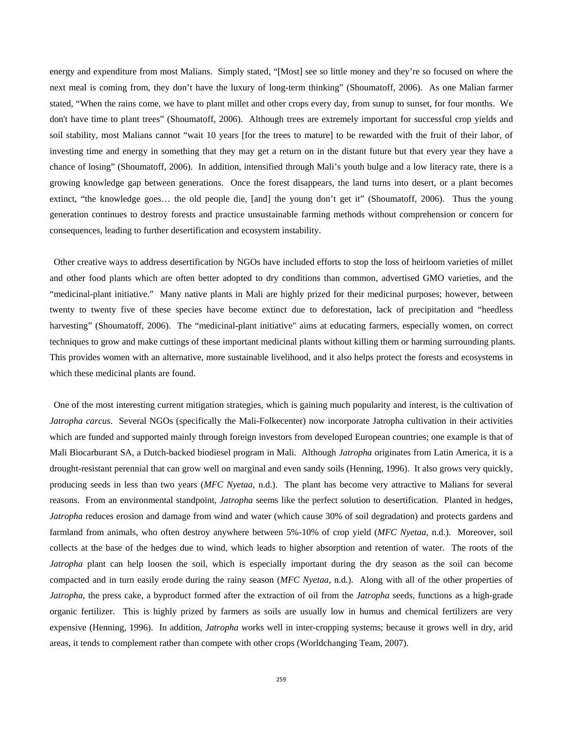energy and expenditure from most Malians. Simply stated, "[Most] see so little money and they're so focused on where the next meal is coming from, they don't have the luxury of long-term thinking" (Shoumatoff, 2006). As one Malian farmer stated, "When the rains come, we have to plant millet and other crops every day, from sunup to sunset, for four months. We don't have time to plant trees" (Shoumatoff, 2006). Although trees are extremely important for successful crop yields and soil stability, most Malians cannot "wait 10 years [for the trees to mature] to be rewarded with the fruit of their labor, of investing time and energy in something that they may get a return on in the distant future but that every year they have a chance of losing" (Shoumatoff, 2006). In addition, intensified through Mali's youth bulge and a low literacy rate, there is a growing knowledge gap between generations. Once the forest disappears, the land turns into desert, or a plant becomes extinct, "the knowledge goes… the old people die, [and] the young don't get it" (Shoumatoff, 2006). Thus the young generation continues to destroy forests and practice unsustainable farming methods without comprehension or concern for consequences, leading to further desertification and ecosystem instability.

Other creative ways to address desertification by NGOs have included efforts to stop the loss of heirloom varieties of millet and other food plants which are often better adopted to dry conditions than common, advertised GMO varieties, and the "medicinal-plant initiative." Many native plants in Mali are highly prized for their medicinal purposes; however, between twenty to twenty five of these species have become extinct due to deforestation, lack of precipitation and "heedless harvesting" (Shoumatoff, 2006). The "medicinal-plant initiative" aims at educating farmers, especially women, on correct techniques to grow and make cuttings of these important medicinal plants without killing them or harming surrounding plants. This provides women with an alternative, more sustainable livelihood, and it also helps protect the forests and ecosystems in which these medicinal plants are found.

One of the most interesting current mitigation strategies, which is gaining much popularity and interest, is the cultivation of *Jatropha carcus*. Several NGOs (specifically the Mali-Folkecenter) now incorporate Jatropha cultivation in their activities which are funded and supported mainly through foreign investors from developed European countries; one example is that of Mali Biocarburant SA, a Dutch-backed biodiesel program in Mali. Although *Jatropha* originates from Latin America, it is a drought-resistant perennial that can grow well on marginal and even sandy soils (Henning, 1996). It also grows very quickly, producing seeds in less than two years (*MFC Nyetaa,* n.d.). The plant has become very attractive to Malians for several reasons. From an environmental standpoint, *Jatropha* seems like the perfect solution to desertification. Planted in hedges, *Jatropha* reduces erosion and damage from wind and water (which cause 30% of soil degradation) and protects gardens and farmland from animals, who often destroy anywhere between 5%-10% of crop yield (*MFC Nyetaa*, n.d.). Moreover, soil collects at the base of the hedges due to wind, which leads to higher absorption and retention of water. The roots of the *Jatropha* plant can help loosen the soil, which is especially important during the dry season as the soil can become compacted and in turn easily erode during the rainy season (*MFC Nyetaa*, n.d.). Along with all of the other properties of *Jatropha*, the press cake, a byproduct formed after the extraction of oil from the *Jatropha* seeds, functions as a high-grade organic fertilizer. This is highly prized by farmers as soils are usually low in humus and chemical fertilizers are very expensive (Henning, 1996). In addition, *Jatropha* works well in inter-cropping systems; because it grows well in dry, arid areas, it tends to complement rather than compete with other crops (Worldchanging Team, 2007).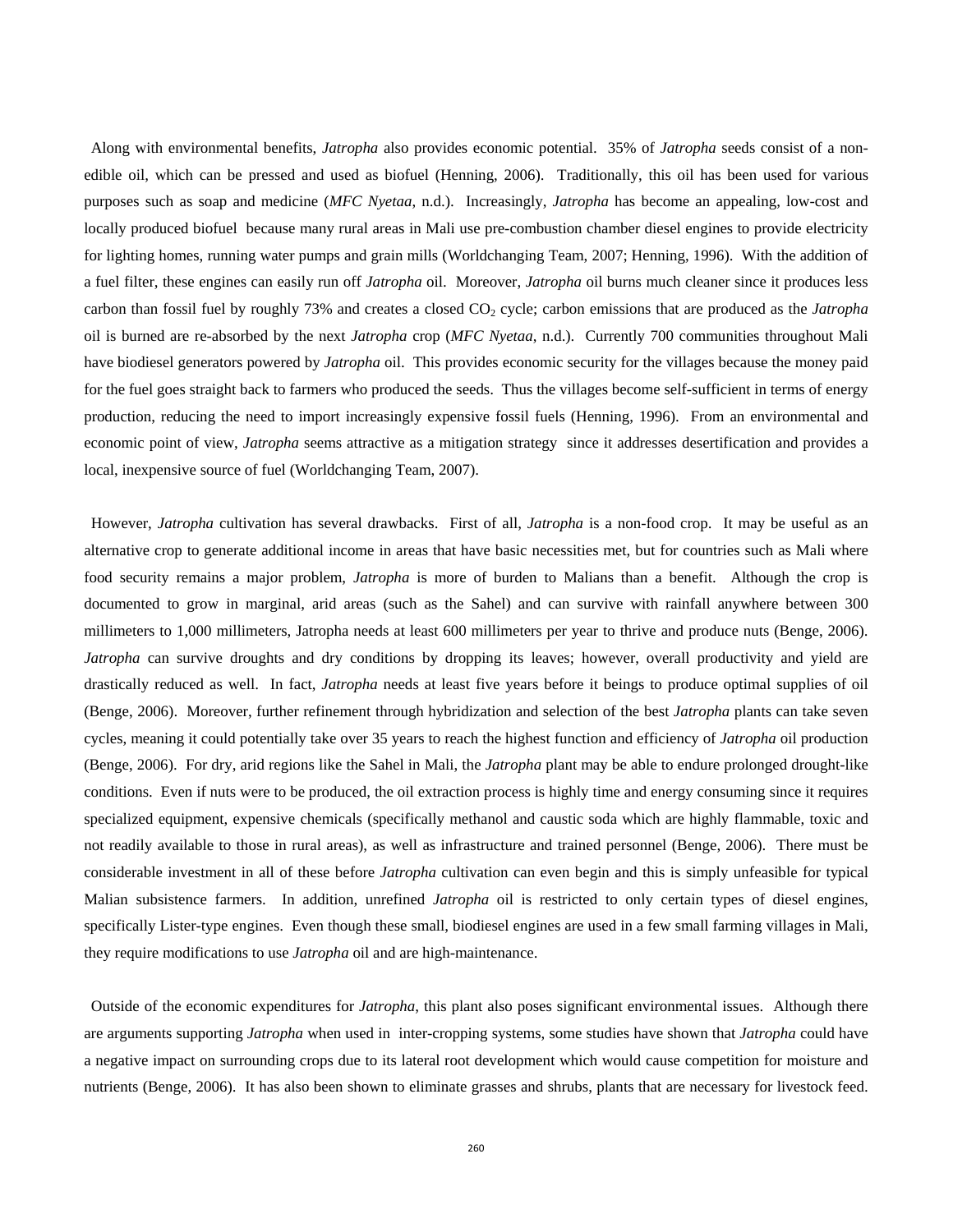Along with environmental benefits, *Jatropha* also provides economic potential. 35% of *Jatropha* seeds consist of a non-edible oil, which can be pressed and used as biofuel (Henning, 2006). Traditionally, this oil has been used for various purposes such as soap and medicine (*MFC Nyetaa*, n.d.). Increasingly, *Jatropha* has become an appealing, low-cost and locally produced biofuel because many rural areas in Mali use pre-combustion chamber diesel engines to provide electricity for lighting homes, running water pumps and grain mills (Worldchanging Team, 2007; Henning, 1996). With the addition of a fuel filter, these engines can easily run off *Jatropha* oil. Moreover, *Jatropha* oil burns much cleaner since it produces less carbon than fossil fuel by roughly 73% and creates a closed $CO_2$ cycle; carbon emissions that are produced as the *Jatropha* oil is burned are re-absorbed by the next *Jatropha* crop (*MFC Nyetaa*, n.d.). Currently 700 communities throughout Mali have biodiesel generators powered by *Jatropha* oil. This provides economic security for the villages because the money paid for the fuel goes straight back to farmers who produced the seeds. Thus the villages become self-sufficient in terms of energy production, reducing the need to import increasingly expensive fossil fuels (Henning, 1996). From an environmental and economic point of view, *Jatropha* seems attractive as a mitigation strategy since it addresses desertification and provides a local, inexpensive source of fuel (Worldchanging Team, 2007).

However, *Jatropha* cultivation has several drawbacks. First of all, *Jatropha* is a non-food crop. It may be useful as an alternative crop to generate additional income in areas that have basic necessities met, but for countries such as Mali where food security remains a major problem, *Jatropha* is more of burden to Malians than a benefit. Although the crop is documented to grow in marginal, arid areas (such as the Sahel) and can survive with rainfall anywhere between 300 millimeters to 1,000 millimeters, Jatropha needs at least 600 millimeters per year to thrive and produce nuts (Benge, 2006). *Jatropha* can survive droughts and dry conditions by dropping its leaves; however, overall productivity and yield are drastically reduced as well. In fact, *Jatropha* needs at least five years before it beings to produce optimal supplies of oil (Benge, 2006). Moreover, further refinement through hybridization and selection of the best *Jatropha* plants can take seven cycles, meaning it could potentially take over 35 years to reach the highest function and efficiency of *Jatropha* oil production (Benge, 2006). For dry, arid regions like the Sahel in Mali, the *Jatropha* plant may be able to endure prolonged drought-like conditions. Even if nuts were to be produced, the oil extraction process is highly time and energy consuming since it requires specialized equipment, expensive chemicals (specifically methanol and caustic soda which are highly flammable, toxic and not readily available to those in rural areas), as well as infrastructure and trained personnel (Benge, 2006). There must be considerable investment in all of these before *Jatropha* cultivation can even begin and this is simply unfeasible for typical Malian subsistence farmers. In addition, unrefined *Jatropha* oil is restricted to only certain types of diesel engines, specifically Lister-type engines. Even though these small, biodiesel engines are used in a few small farming villages in Mali, they require modifications to use *Jatropha* oil and are high-maintenance.

Outside of the economic expenditures for *Jatropha*, this plant also poses significant environmental issues. Although there are arguments supporting *Jatropha* when used in inter-cropping systems, some studies have shown that *Jatropha* could have a negative impact on surrounding crops due to its lateral root development which would cause competition for moisture and nutrients (Benge, 2006). It has also been shown to eliminate grasses and shrubs, plants that are necessary for livestock feed.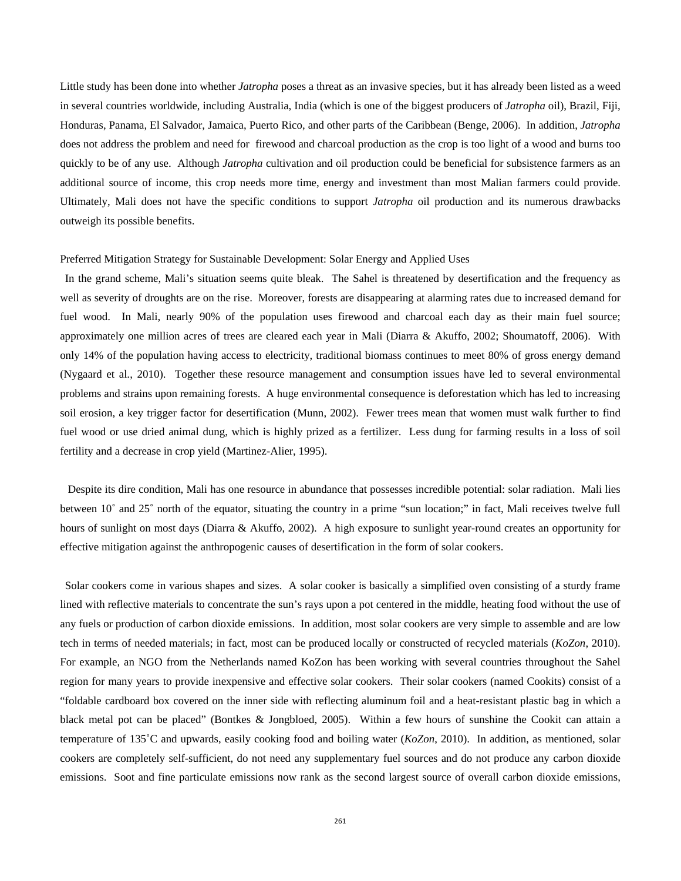Little study has been done into whether *Jatropha* poses a threat as an invasive species, but it has already been listed as a weed in several countries worldwide, including Australia, India (which is one of the biggest producers of *Jatropha* oil), Brazil, Fiji, Honduras, Panama, El Salvador, Jamaica, Puerto Rico, and other parts of the Caribbean (Benge, 2006). In addition, *Jatropha* does not address the problem and need for firewood and charcoal production as the crop is too light of a wood and burns too quickly to be of any use. Although *Jatropha* cultivation and oil production could be beneficial for subsistence farmers as an additional source of income, this crop needs more time, energy and investment than most Malian farmers could provide. Ultimately, Mali does not have the specific conditions to support *Jatropha* oil production and its numerous drawbacks outweigh its possible benefits.

Preferred Mitigation Strategy for Sustainable Development: Solar Energy and Applied Uses

In the grand scheme, Mali's situation seems quite bleak. The Sahel is threatened by desertification and the frequency as well as severity of droughts are on the rise. Moreover, forests are disappearing at alarming rates due to increased demand for fuel wood. In Mali, nearly 90% of the population uses firewood and charcoal each day as their main fuel source; approximately one million acres of trees are cleared each year in Mali (Diarra & Akuffo, 2002; Shoumatoff, 2006). With only 14% of the population having access to electricity, traditional biomass continues to meet 80% of gross energy demand (Nygaard et al., 2010). Together these resource management and consumption issues have led to several environmental problems and strains upon remaining forests. A huge environmental consequence is deforestation which has led to increasing soil erosion, a key trigger factor for desertification (Munn, 2002). Fewer trees mean that women must walk further to find fuel wood or use dried animal dung, which is highly prized as a fertilizer. Less dung for farming results in a loss of soil fertility and a decrease in crop yield (Martinez-Alier, 1995).

Despite its dire condition, Mali has one resource in abundance that possesses incredible potential: solar radiation. Mali lies between 10˚ and 25˚ north of the equator, situating the country in a prime "sun location;" in fact, Mali receives twelve full hours of sunlight on most days (Diarra & Akuffo, 2002). A high exposure to sunlight year-round creates an opportunity for effective mitigation against the anthropogenic causes of desertification in the form of solar cookers.

Solar cookers come in various shapes and sizes. A solar cooker is basically a simplified oven consisting of a sturdy frame lined with reflective materials to concentrate the sun's rays upon a pot centered in the middle, heating food without the use of any fuels or production of carbon dioxide emissions. In addition, most solar cookers are very simple to assemble and are low tech in terms of needed materials; in fact, most can be produced locally or constructed of recycled materials (*KoZon*, 2010). For example, an NGO from the Netherlands named KoZon has been working with several countries throughout the Sahel region for many years to provide inexpensive and effective solar cookers. Their solar cookers (named Cookits) consist of a "foldable cardboard box covered on the inner side with reflecting aluminum foil and a heat-resistant plastic bag in which a black metal pot can be placed" (Bontkes & Jongbloed, 2005). Within a few hours of sunshine the Cookit can attain a temperature of 135˚C and upwards, easily cooking food and boiling water (*KoZon*, 2010). In addition, as mentioned, solar cookers are completely self-sufficient, do not need any supplementary fuel sources and do not produce any carbon dioxide emissions. Soot and fine particulate emissions now rank as the second largest source of overall carbon dioxide emissions,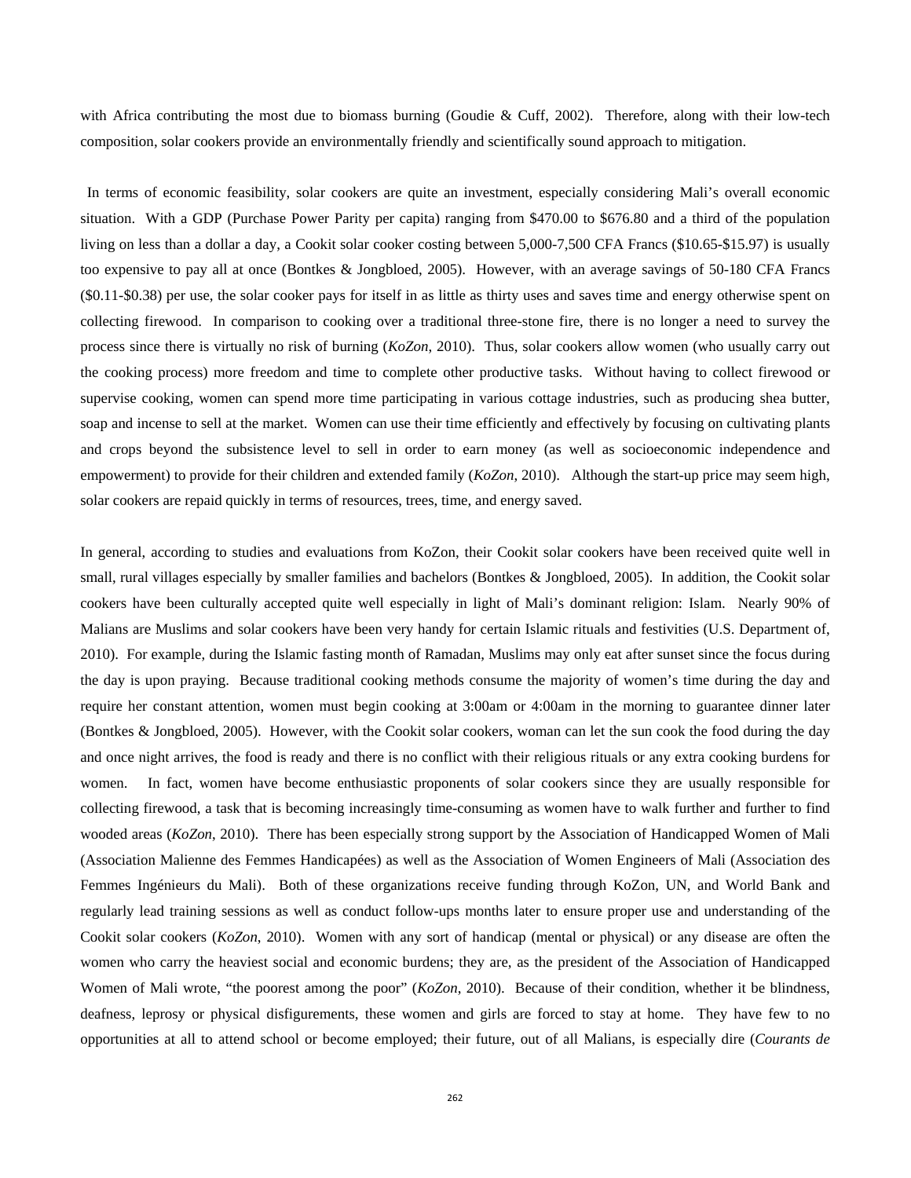with Africa contributing the most due to biomass burning (Goudie & Cuff, 2002). Therefore, along with their low-tech composition, solar cookers provide an environmentally friendly and scientifically sound approach to mitigation.

In terms of economic feasibility, solar cookers are quite an investment, especially considering Mali's overall economic situation. With a GDP (Purchase Power Parity per capita) ranging from $470.00 to $676.80 and a third of the population living on less than a dollar a day, a Cookit solar cooker costing between 5,000-7,500 CFA Francs ($10.65-$15.97) is usually too expensive to pay all at once (Bontkes & Jongbloed, 2005). However, with an average savings of 50-180 CFA Francs ($0.11-$0.38) per use, the solar cooker pays for itself in as little as thirty uses and saves time and energy otherwise spent on collecting firewood. In comparison to cooking over a traditional three-stone fire, there is no longer a need to survey the process since there is virtually no risk of burning (*KoZon*, 2010). Thus, solar cookers allow women (who usually carry out the cooking process) more freedom and time to complete other productive tasks. Without having to collect firewood or supervise cooking, women can spend more time participating in various cottage industries, such as producing shea butter, soap and incense to sell at the market. Women can use their time efficiently and effectively by focusing on cultivating plants and crops beyond the subsistence level to sell in order to earn money (as well as socioeconomic independence and empowerment) to provide for their children and extended family (*KoZon*, 2010). Although the start-up price may seem high, solar cookers are repaid quickly in terms of resources, trees, time, and energy saved.

In general, according to studies and evaluations from KoZon, their Cookit solar cookers have been received quite well in small, rural villages especially by smaller families and bachelors (Bontkes & Jongbloed, 2005). In addition, the Cookit solar cookers have been culturally accepted quite well especially in light of Mali's dominant religion: Islam. Nearly 90% of Malians are Muslims and solar cookers have been very handy for certain Islamic rituals and festivities (U.S. Department of, 2010). For example, during the Islamic fasting month of Ramadan, Muslims may only eat after sunset since the focus during the day is upon praying. Because traditional cooking methods consume the majority of women's time during the day and require her constant attention, women must begin cooking at 3:00am or 4:00am in the morning to guarantee dinner later (Bontkes & Jongbloed, 2005). However, with the Cookit solar cookers, woman can let the sun cook the food during the day and once night arrives, the food is ready and there is no conflict with their religious rituals or any extra cooking burdens for women. In fact, women have become enthusiastic proponents of solar cookers since they are usually responsible for collecting firewood, a task that is becoming increasingly time-consuming as women have to walk further and further to find wooded areas (*KoZon*, 2010). There has been especially strong support by the Association of Handicapped Women of Mali (Association Malienne des Femmes Handicapées) as well as the Association of Women Engineers of Mali (Association des Femmes Ingénieurs du Mali). Both of these organizations receive funding through KoZon, UN, and World Bank and regularly lead training sessions as well as conduct follow-ups months later to ensure proper use and understanding of the Cookit solar cookers (*KoZon*, 2010). Women with any sort of handicap (mental or physical) or any disease are often the women who carry the heaviest social and economic burdens; they are, as the president of the Association of Handicapped Women of Mali wrote, "the poorest among the poor" (*KoZon*, 2010). Because of their condition, whether it be blindness, deafness, leprosy or physical disfigurements, these women and girls are forced to stay at home. They have few to no opportunities at all to attend school or become employed; their future, out of all Malians, is especially dire (*Courants de*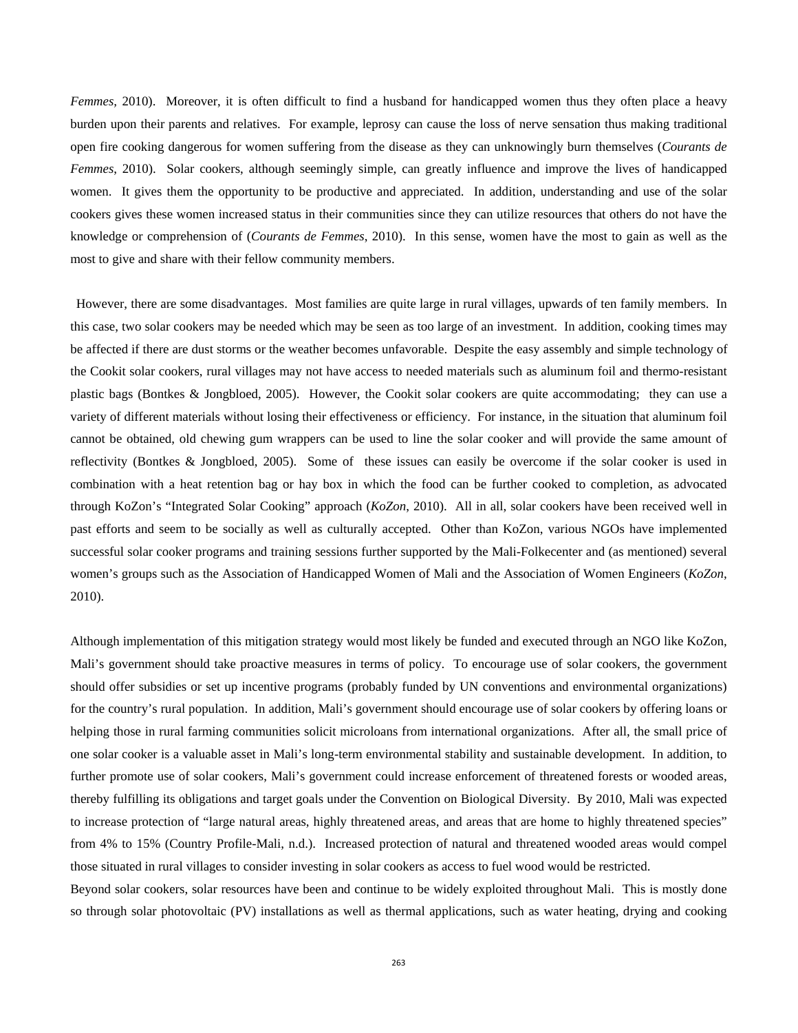*Femmes*, 2010). Moreover, it is often difficult to find a husband for handicapped women thus they often place a heavy burden upon their parents and relatives. For example, leprosy can cause the loss of nerve sensation thus making traditional open fire cooking dangerous for women suffering from the disease as they can unknowingly burn themselves (*Courants de Femmes*, 2010). Solar cookers, although seemingly simple, can greatly influence and improve the lives of handicapped women. It gives them the opportunity to be productive and appreciated. In addition, understanding and use of the solar cookers gives these women increased status in their communities since they can utilize resources that others do not have the knowledge or comprehension of (*Courants de Femmes*, 2010). In this sense, women have the most to gain as well as the most to give and share with their fellow community members.

However, there are some disadvantages. Most families are quite large in rural villages, upwards of ten family members. In this case, two solar cookers may be needed which may be seen as too large of an investment. In addition, cooking times may be affected if there are dust storms or the weather becomes unfavorable. Despite the easy assembly and simple technology of the Cookit solar cookers, rural villages may not have access to needed materials such as aluminum foil and thermo-resistant plastic bags (Bontkes & Jongbloed, 2005). However, the Cookit solar cookers are quite accommodating; they can use a variety of different materials without losing their effectiveness or efficiency. For instance, in the situation that aluminum foil cannot be obtained, old chewing gum wrappers can be used to line the solar cooker and will provide the same amount of reflectivity (Bontkes & Jongbloed, 2005). Some of these issues can easily be overcome if the solar cooker is used in combination with a heat retention bag or hay box in which the food can be further cooked to completion, as advocated through KoZon's "Integrated Solar Cooking" approach (*KoZon*, 2010). All in all, solar cookers have been received well in past efforts and seem to be socially as well as culturally accepted. Other than KoZon, various NGOs have implemented successful solar cooker programs and training sessions further supported by the Mali-Folkecenter and (as mentioned) several women's groups such as the Association of Handicapped Women of Mali and the Association of Women Engineers (*KoZon*, 2010).

Although implementation of this mitigation strategy would most likely be funded and executed through an NGO like KoZon, Mali's government should take proactive measures in terms of policy. To encourage use of solar cookers, the government should offer subsidies or set up incentive programs (probably funded by UN conventions and environmental organizations) for the country's rural population. In addition, Mali's government should encourage use of solar cookers by offering loans or helping those in rural farming communities solicit microloans from international organizations. After all, the small price of one solar cooker is a valuable asset in Mali's long-term environmental stability and sustainable development. In addition, to further promote use of solar cookers, Mali's government could increase enforcement of threatened forests or wooded areas, thereby fulfilling its obligations and target goals under the Convention on Biological Diversity. By 2010, Mali was expected to increase protection of "large natural areas, highly threatened areas, and areas that are home to highly threatened species" from 4% to 15% (Country Profile-Mali, n.d.). Increased protection of natural and threatened wooded areas would compel those situated in rural villages to consider investing in solar cookers as access to fuel wood would be restricted.

Beyond solar cookers, solar resources have been and continue to be widely exploited throughout Mali. This is mostly done so through solar photovoltaic (PV) installations as well as thermal applications, such as water heating, drying and cooking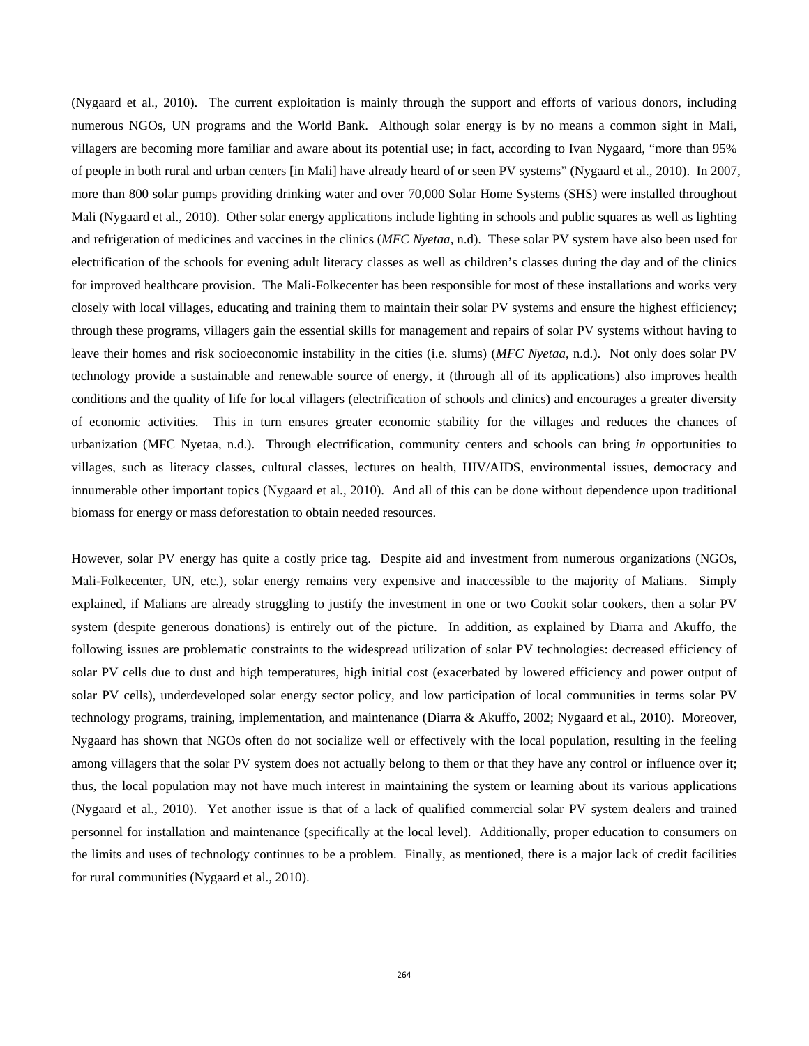(Nygaard et al., 2010). The current exploitation is mainly through the support and efforts of various donors, including numerous NGOs, UN programs and the World Bank. Although solar energy is by no means a common sight in Mali, villagers are becoming more familiar and aware about its potential use; in fact, according to Ivan Nygaard, "more than 95% of people in both rural and urban centers [in Mali] have already heard of or seen PV systems" (Nygaard et al., 2010). In 2007, more than 800 solar pumps providing drinking water and over 70,000 Solar Home Systems (SHS) were installed throughout Mali (Nygaard et al., 2010). Other solar energy applications include lighting in schools and public squares as well as lighting and refrigeration of medicines and vaccines in the clinics (*MFC Nyetaa*, n.d). These solar PV system have also been used for electrification of the schools for evening adult literacy classes as well as children's classes during the day and of the clinics for improved healthcare provision. The Mali-Folkecenter has been responsible for most of these installations and works very closely with local villages, educating and training them to maintain their solar PV systems and ensure the highest efficiency; through these programs, villagers gain the essential skills for management and repairs of solar PV systems without having to leave their homes and risk socioeconomic instability in the cities (i.e. slums) (*MFC Nyetaa*, n.d.). Not only does solar PV technology provide a sustainable and renewable source of energy, it (through all of its applications) also improves health conditions and the quality of life for local villagers (electrification of schools and clinics) and encourages a greater diversity of economic activities. This in turn ensures greater economic stability for the villages and reduces the chances of urbanization (MFC Nyetaa, n.d.). Through electrification, community centers and schools can bring *in* opportunities to villages, such as literacy classes, cultural classes, lectures on health, HIV/AIDS, environmental issues, democracy and innumerable other important topics (Nygaard et al., 2010). And all of this can be done without dependence upon traditional biomass for energy or mass deforestation to obtain needed resources.

However, solar PV energy has quite a costly price tag. Despite aid and investment from numerous organizations (NGOs, Mali-Folkecenter, UN, etc.), solar energy remains very expensive and inaccessible to the majority of Malians. Simply explained, if Malians are already struggling to justify the investment in one or two Cookit solar cookers, then a solar PV system (despite generous donations) is entirely out of the picture. In addition, as explained by Diarra and Akuffo, the following issues are problematic constraints to the widespread utilization of solar PV technologies: decreased efficiency of solar PV cells due to dust and high temperatures, high initial cost (exacerbated by lowered efficiency and power output of solar PV cells), underdeveloped solar energy sector policy, and low participation of local communities in terms solar PV technology programs, training, implementation, and maintenance (Diarra & Akuffo, 2002; Nygaard et al., 2010). Moreover, Nygaard has shown that NGOs often do not socialize well or effectively with the local population, resulting in the feeling among villagers that the solar PV system does not actually belong to them or that they have any control or influence over it; thus, the local population may not have much interest in maintaining the system or learning about its various applications (Nygaard et al., 2010). Yet another issue is that of a lack of qualified commercial solar PV system dealers and trained personnel for installation and maintenance (specifically at the local level). Additionally, proper education to consumers on the limits and uses of technology continues to be a problem. Finally, as mentioned, there is a major lack of credit facilities for rural communities (Nygaard et al., 2010).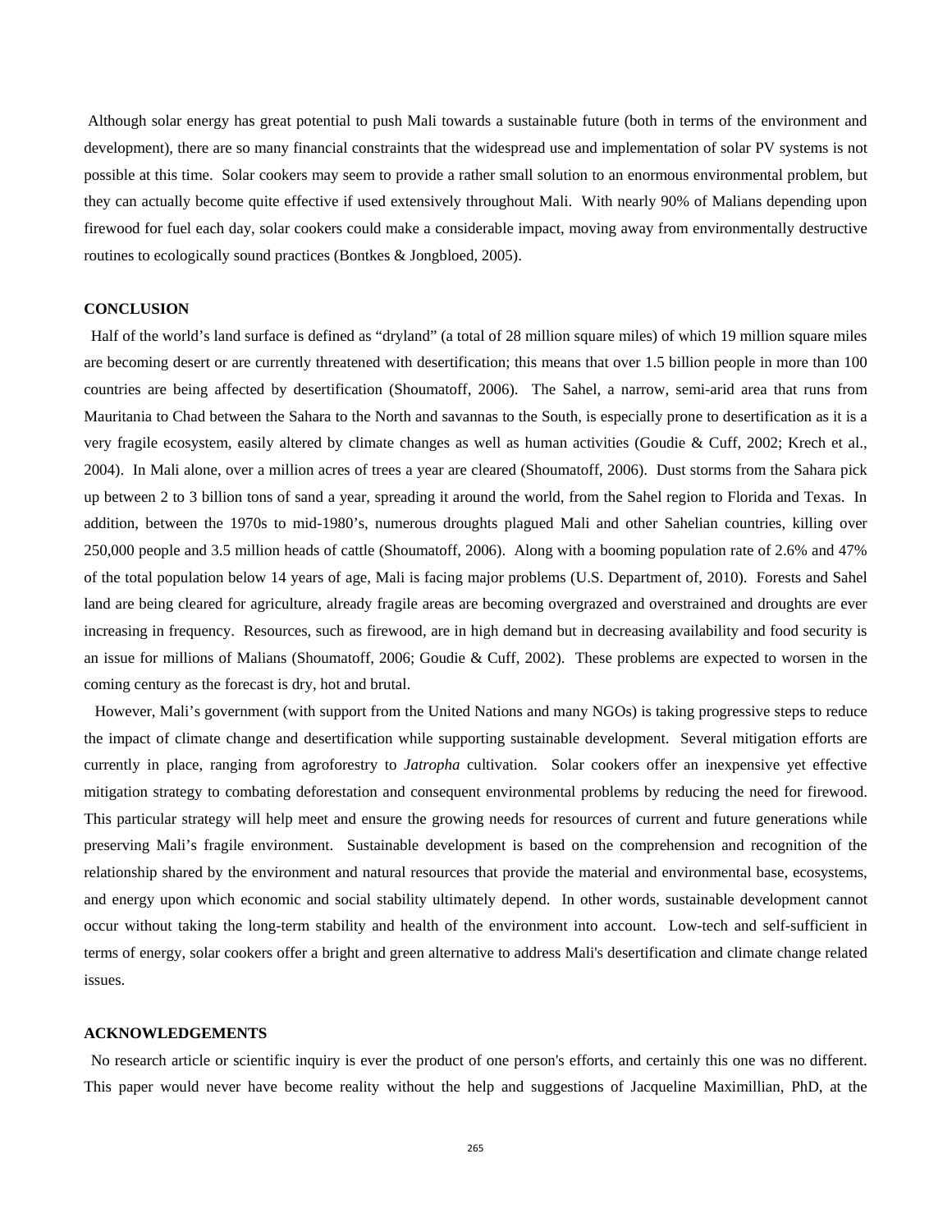Although solar energy has great potential to push Mali towards a sustainable future (both in terms of the environment and development), there are so many financial constraints that the widespread use and implementation of solar PV systems is not possible at this time. Solar cookers may seem to provide a rather small solution to an enormous environmental problem, but they can actually become quite effective if used extensively throughout Mali. With nearly 90% of Malians depending upon firewood for fuel each day, solar cookers could make a considerable impact, moving away from environmentally destructive routines to ecologically sound practices (Bontkes & Jongbloed, 2005).

## CONCLUSION

Half of the world's land surface is defined as "dryland" (a total of 28 million square miles) of which 19 million square miles are becoming desert or are currently threatened with desertification; this means that over 1.5 billion people in more than 100 countries are being affected by desertification (Shoumatoff, 2006). The Sahel, a narrow, semi-arid area that runs from Mauritania to Chad between the Sahara to the North and savannas to the South, is especially prone to desertification as it is a very fragile ecosystem, easily altered by climate changes as well as human activities (Goudie & Cuff, 2002; Krech et al., 2004). In Mali alone, over a million acres of trees a year are cleared (Shoumatoff, 2006). Dust storms from the Sahara pick up between 2 to 3 billion tons of sand a year, spreading it around the world, from the Sahel region to Florida and Texas. In addition, between the 1970s to mid-1980's, numerous droughts plagued Mali and other Sahelian countries, killing over 250,000 people and 3.5 million heads of cattle (Shoumatoff, 2006). Along with a booming population rate of 2.6% and 47% of the total population below 14 years of age, Mali is facing major problems (U.S. Department of, 2010). Forests and Sahel land are being cleared for agriculture, already fragile areas are becoming overgrazed and overstrained and droughts are ever increasing in frequency. Resources, such as firewood, are in high demand but in decreasing availability and food security is an issue for millions of Malians (Shoumatoff, 2006; Goudie & Cuff, 2002). These problems are expected to worsen in the coming century as the forecast is dry, hot and brutal.

However, Mali's government (with support from the United Nations and many NGOs) is taking progressive steps to reduce the impact of climate change and desertification while supporting sustainable development. Several mitigation efforts are currently in place, ranging from agroforestry to *Jatropha* cultivation. Solar cookers offer an inexpensive yet effective mitigation strategy to combating deforestation and consequent environmental problems by reducing the need for firewood. This particular strategy will help meet and ensure the growing needs for resources of current and future generations while preserving Mali's fragile environment. Sustainable development is based on the comprehension and recognition of the relationship shared by the environment and natural resources that provide the material and environmental base, ecosystems, and energy upon which economic and social stability ultimately depend. In other words, sustainable development cannot occur without taking the long-term stability and health of the environment into account. Low-tech and self-sufficient in terms of energy, solar cookers offer a bright and green alternative to address Mali's desertification and climate change related issues.

## ACKNOWLEDGEMENTS

No research article or scientific inquiry is ever the product of one person's efforts, and certainly this one was no different. This paper would never have become reality without the help and suggestions of Jacqueline Maximillian, PhD, at the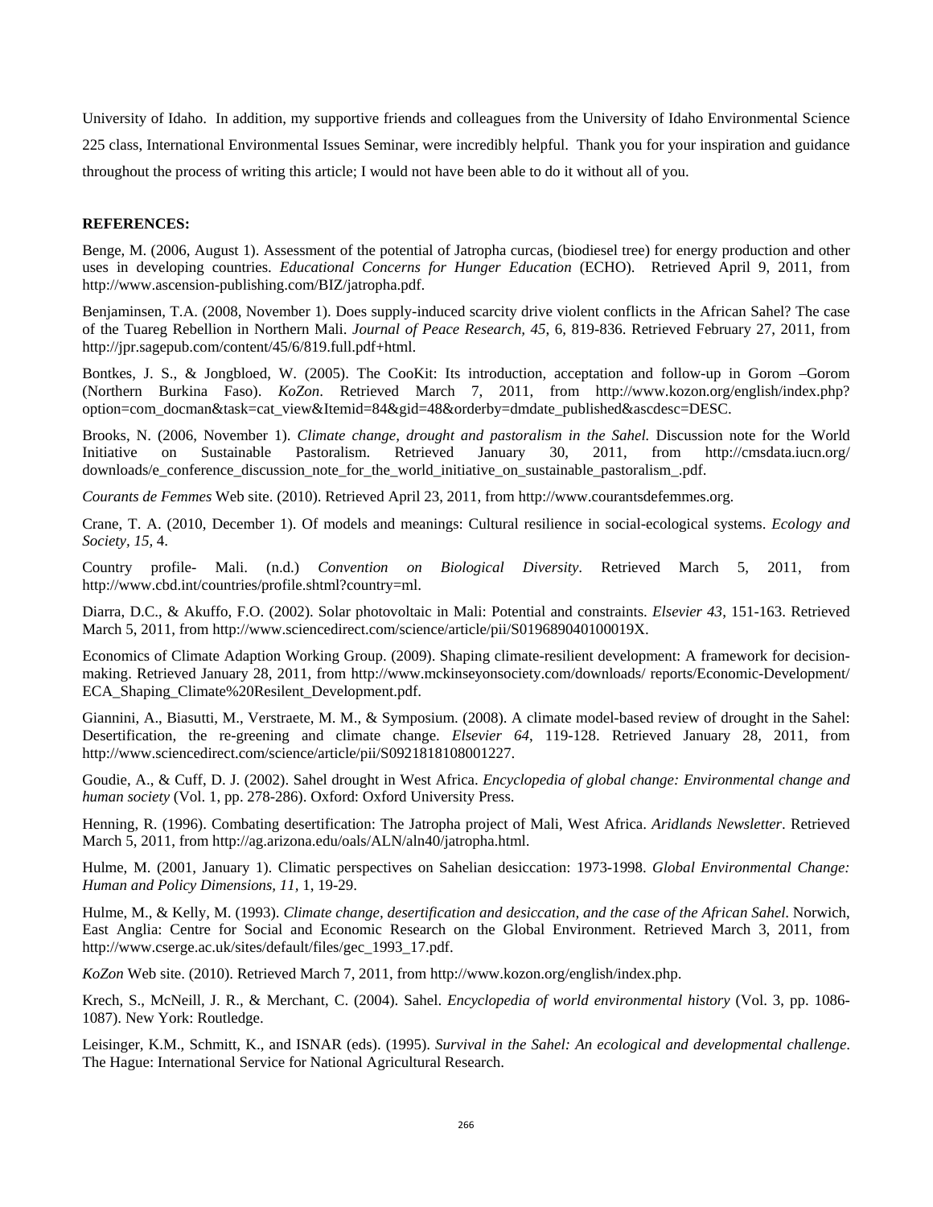University of Idaho. In addition, my supportive friends and colleagues from the University of Idaho Environmental Science 225 class, International Environmental Issues Seminar, were incredibly helpful. Thank you for your inspiration and guidance throughout the process of writing this article; I would not have been able to do it without all of you.

**REFERENCES:**

Benge, M. (2006, August 1). Assessment of the potential of Jatropha curcas, (biodiesel tree) for energy production and other uses in developing countries. *Educational Concerns for Hunger Education* (ECHO). Retrieved April 9, 2011, from http://www.ascension-publishing.com/BIZ/jatropha.pdf.

Benjaminsen, T.A. (2008, November 1). Does supply-induced scarcity drive violent conflicts in the African Sahel? The case of the Tuareg Rebellion in Northern Mali. *Journal of Peace Research, 45*, 6, 819-836. Retrieved February 27, 2011, from http://jpr.sagepub.com/content/45/6/819.full.pdf+html.

Bontkes, J. S., & Jongbloed, W. (2005). The CooKit: Its introduction, acceptation and follow-up in Gorom –Gorom (Northern Burkina Faso). *KoZon*. Retrieved March 7, 2011, from http://www.kozon.org/english/index.php?option=com_docman&task=cat_view&Itemid=84&gid=48&orderby=dmdate_published&ascdesc=DESC.

Brooks, N. (2006, November 1). *Climate change, drought and pastoralism in the Sahel.* Discussion note for the World Initiative on Sustainable Pastoralism. Retrieved January 30, 2011, from http://cmsdata.iucn.org/downloads/e_conference_discussion_note_for_the_world_initiative_on_sustainable_pastoralism_.pdf.

*Courants de Femmes* Web site. (2010). Retrieved April 23, 2011, from http://www.courantsdefemmes.org.

Crane, T. A. (2010, December 1). Of models and meanings: Cultural resilience in social-ecological systems. *Ecology and Society, 15,* 4.

Country profile- Mali. (n.d.) *Convention on Biological Diversity*. Retrieved March 5, 2011, from http://www.cbd.int/countries/profile.shtml?country=ml.

Diarra, D.C., & Akuffo, F.O. (2002). Solar photovoltaic in Mali: Potential and constraints. *Elsevier 43*, 151-163. Retrieved March 5, 2011, from http://www.sciencedirect.com/science/article/pii/S019689040100019X.

Economics of Climate Adaption Working Group. (2009). Shaping climate-resilient development: A framework for decision-making. Retrieved January 28, 2011, from http://www.mckinseyonsociety.com/downloads/ reports/Economic-Development/ECA_Shaping_Climate%20Resilent_Development.pdf.

Giannini, A., Biasutti, M., Verstraete, M. M., & Symposium. (2008). A climate model-based review of drought in the Sahel: Desertification, the re-greening and climate change. *Elsevier 64*, 119-128. Retrieved January 28, 2011, from http://www.sciencedirect.com/science/article/pii/S0921818108001227.

Goudie, A., & Cuff, D. J. (2002). Sahel drought in West Africa. *Encyclopedia of global change: Environmental change and human society* (Vol. 1, pp. 278-286). Oxford: Oxford University Press.

Henning, R. (1996). Combating desertification: The Jatropha project of Mali, West Africa. *Aridlands Newsletter*. Retrieved March 5, 2011, from http://ag.arizona.edu/oals/ALN/aln40/jatropha.html.

Hulme, M. (2001, January 1). Climatic perspectives on Sahelian desiccation: 1973-1998. *Global Environmental Change: Human and Policy Dimensions, 11,* 1, 19-29.

Hulme, M., & Kelly, M. (1993). *Climate change, desertification and desiccation, and the case of the African Sahel*. Norwich, East Anglia: Centre for Social and Economic Research on the Global Environment. Retrieved March 3, 2011, from http://www.cserge.ac.uk/sites/default/files/gec_1993_17.pdf.

*KoZon* Web site. (2010). Retrieved March 7, 2011, from http://www.kozon.org/english/index.php.

Krech, S., McNeill, J. R., & Merchant, C. (2004). Sahel. *Encyclopedia of world environmental history* (Vol. 3, pp. 1086-1087). New York: Routledge.

Leisinger, K.M., Schmitt, K., and ISNAR (eds). (1995). *Survival in the Sahel: An ecological and developmental challenge*. The Hague: International Service for National Agricultural Research.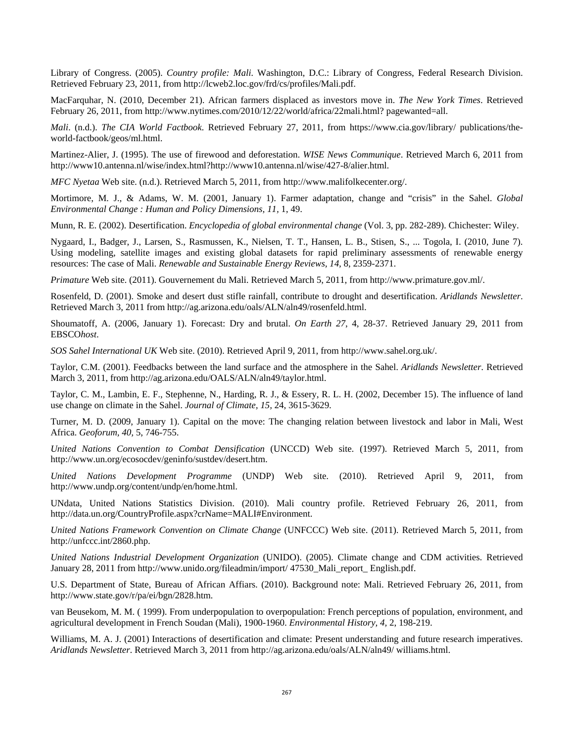Library of Congress. (2005). *Country profile: Mali*. Washington, D.C.: Library of Congress, Federal Research Division. Retrieved February 23, 2011, from http://lcweb2.loc.gov/frd/cs/profiles/Mali.pdf.

MacFarquhar, N. (2010, December 21). African farmers displaced as investors move in. *The New York Times*. Retrieved February 26, 2011, from http://www.nytimes.com/2010/12/22/world/africa/22mali.html? pagewanted=all.

*Mali*. (n.d.). *The CIA World Factbook*. Retrieved February 27, 2011, from https://www.cia.gov/library/ publications/the-world-factbook/geos/ml.html.

Martinez-Alier, J. (1995). The use of firewood and deforestation. *WISE News Communique*. Retrieved March 6, 2011 from http://www10.antenna.nl/wise/index.html?http://www10.antenna.nl/wise/427-8/alier.html.

*MFC Nyetaa* Web site. (n.d.). Retrieved March 5, 2011, from http://www.malifolkecenter.org/.

Mortimore, M. J., & Adams, W. M. (2001, January 1). Farmer adaptation, change and "crisis" in the Sahel. *Global Environmental Change : Human and Policy Dimensions, 11*, 1, 49.

Munn, R. E. (2002). Desertification. *Encyclopedia of global environmental change* (Vol. 3, pp. 282-289). Chichester: Wiley.

Nygaard, I., Badger, J., Larsen, S., Rasmussen, K., Nielsen, T. T., Hansen, L. B., Stisen, S., ... Togola, I. (2010, June 7). Using modeling, satellite images and existing global datasets for rapid preliminary assessments of renewable energy resources: The case of Mali. *Renewable and Sustainable Energy Reviews, 14*, 8, 2359-2371.

*Primature* Web site. (2011). Gouvernement du Mali. Retrieved March 5, 2011, from http://www.primature.gov.ml/.

Rosenfeld, D. (2001). Smoke and desert dust stifle rainfall, contribute to drought and desertification. *Aridlands Newsletter*. Retrieved March 3, 2011 from http://ag.arizona.edu/oals/ALN/aln49/rosenfeld.html.

Shoumatoff, A. (2006, January 1). Forecast: Dry and brutal. *On Earth 27*, 4, 28-37. Retrieved January 29, 2011 from EBSCO*host*.

*SOS Sahel International UK* Web site. (2010). Retrieved April 9, 2011, from http://www.sahel.org.uk/.

Taylor, C.M. (2001). Feedbacks between the land surface and the atmosphere in the Sahel. *Aridlands Newsletter*. Retrieved March 3, 2011, from http://ag.arizona.edu/OALS/ALN/aln49/taylor.html.

Taylor, C. M., Lambin, E. F., Stephenne, N., Harding, R. J., & Essery, R. L. H. (2002, December 15). The influence of land use change on climate in the Sahel. *Journal of Climate, 15*, 24, 3615-3629.

Turner, M. D. (2009, January 1). Capital on the move: The changing relation between livestock and labor in Mali, West Africa. *Geoforum, 40*, 5, 746-755.

*United Nations Convention to Combat Densification* (UNCCD) Web site. (1997). Retrieved March 5, 2011, from http://www.un.org/ecosocdev/geninfo/sustdev/desert.htm.

*United Nations Development Programme* (UNDP) Web site. (2010). Retrieved April 9, 2011, from http://www.undp.org/content/undp/en/home.html.

UNdata, United Nations Statistics Division. (2010). Mali country profile. Retrieved February 26, 2011, from http://data.un.org/CountryProfile.aspx?crName=MALI#Environment.

*United Nations Framework Convention on Climate Change* (UNFCCC) Web site. (2011). Retrieved March 5, 2011, from http://unfccc.int/2860.php.

*United Nations Industrial Development Organization* (UNIDO). (2005). Climate change and CDM activities. Retrieved January 28, 2011 from http://www.unido.org/fileadmin/import/ 47530_Mali_report_ English.pdf.

U.S. Department of State, Bureau of African Affiars. (2010). Background note: Mali. Retrieved February 26, 2011, from http://www.state.gov/r/pa/ei/bgn/2828.htm.

van Beusekom, M. M. ( 1999). From underpopulation to overpopulation: French perceptions of population, environment, and agricultural development in French Soudan (Mali), 1900-1960. *Environmental History, 4*, 2, 198-219.

Williams, M. A. J. (2001) Interactions of desertification and climate: Present understanding and future research imperatives. *Aridlands Newsletter*. Retrieved March 3, 2011 from http://ag.arizona.edu/oals/ALN/aln49/ williams.html.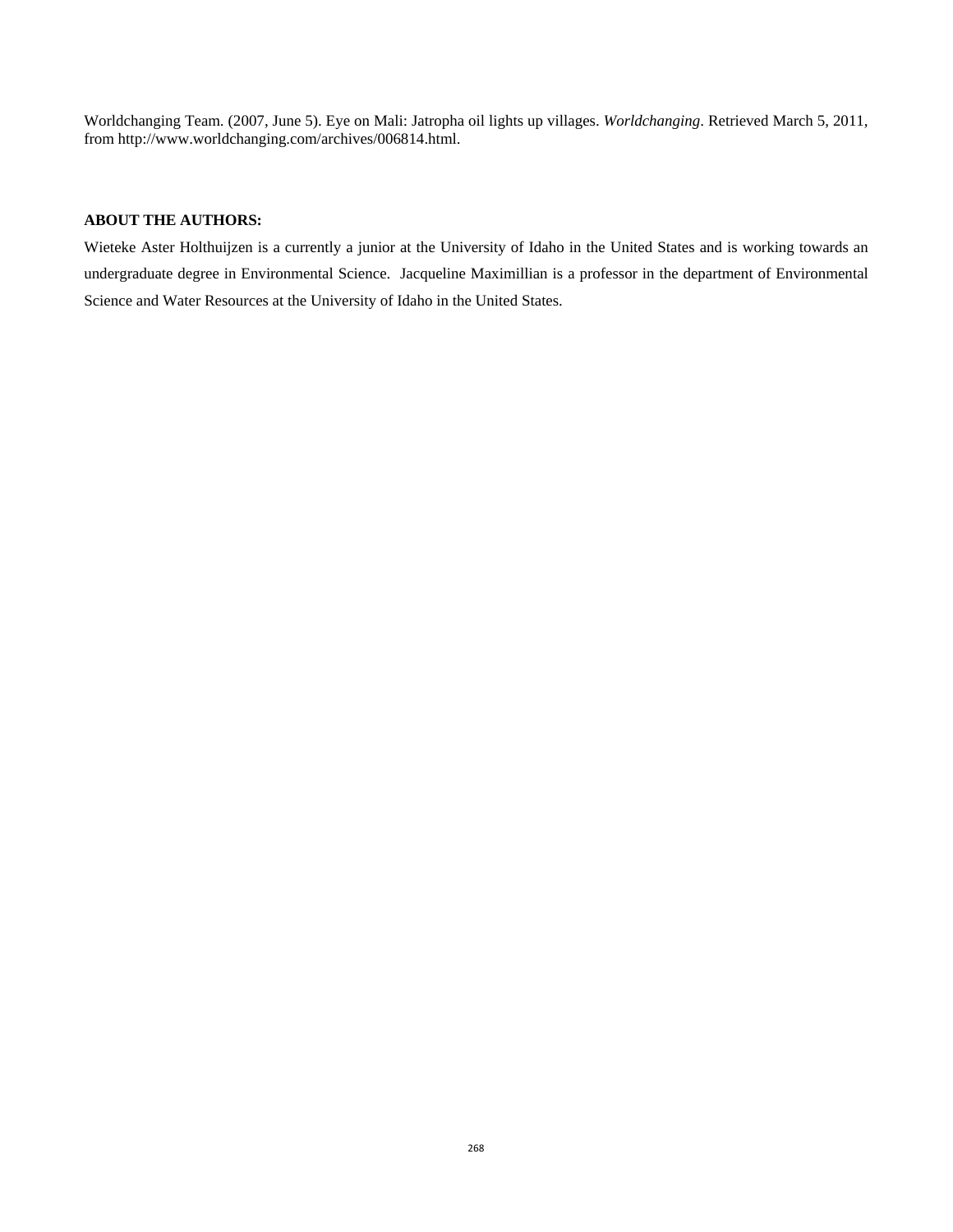Worldchanging Team. (2007, June 5). Eye on Mali: Jatropha oil lights up villages. *Worldchanging*. Retrieved March 5, 2011, from http://www.worldchanging.com/archives/006814.html.

**ABOUT THE AUTHORS:**

Wieteke Aster Holthuijzen is a currently a junior at the University of Idaho in the United States and is working towards an undergraduate degree in Environmental Science. Jacqueline Maximillian is a professor in the department of Environmental Science and Water Resources at the University of Idaho in the United States.